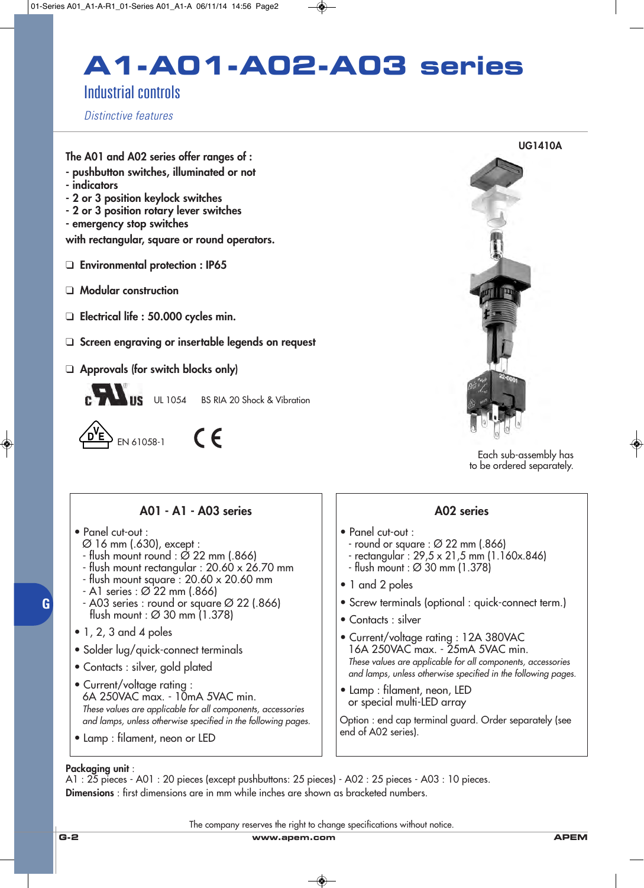# A1-A01-A02-A03 series

## Industrial controls

*Distinctive features*

UG1410A

**The A01 and A02 series offer ranges of :**
**- pushbutton switches, illuminated or not**
**- indicators**
**- 2 or 3 position keylock switches**
**- 2 or 3 position rotary lever switches**
**- emergency stop switches**
**with rectangular, square or round operators.**

❑ **Environmental protection : IP65**

❑ **Modular construction**

❑ **Electrical life : 50.000 cycles min.**

❑ **Screen engraving or insertable legends on request**

❑ **Approvals (for switch blocks only)**

UL 1054 BS RIA 20 Shock & Vibration

EN 61058-1

Each sub-assembly has to be ordered separately.

### A01 - A1 - A03 series

- Panel cut-out :
  Ø 16 mm (.630), except :
  - flush mount round : Ø 22 mm (.866)
  - flush mount rectangular : 20.60 x 26.70 mm
  - flush mount square : 20.60 x 20.60 mm
  - A1 series : Ø 22 mm (.866)
  - A03 series : round or square Ø 22 (.866)
    flush mount : Ø 30 mm (1.378)
- 1, 2, 3 and 4 poles
- Solder lug/quick-connect terminals
- Contacts : silver, gold plated
- Current/voltage rating :
  6A 250VAC max. - 10mA 5VAC min.
  *These values are applicable for all components, accessories and lamps, unless otherwise specified in the following pages.*
- Lamp : filament, neon or LED

### A02 series

- Panel cut-out :
  - round or square : Ø 22 mm (.866)
  - rectangular : 29,5 x 21,5 mm (1.160x.846)
  - flush mount : Ø 30 mm (1.378)
- 1 and 2 poles
- Screw terminals (optional : quick-connect term.)
- Contacts : silver
- Current/voltage rating : 12A 380VAC
  16A 250VAC max. - 25mA 5VAC min.
  *These values are applicable for all components, accessories and lamps, unless otherwise specified in the following pages.*
- Lamp : filament, neon, LED
  or specical multi-LED array

Option : end cap terminal guard. Order separately (see end of A02 series).

**Packaging unit** :
A1 : 25 pieces - A01 : 20 pieces (except pushbuttons: 25 pieces) - A02 : 25 pieces - A03 : 10 pieces.
**Dimensions** : first dimensions are in mm while inches are shown as bracketed numbers.

The company reserves the right to change specifications without notice.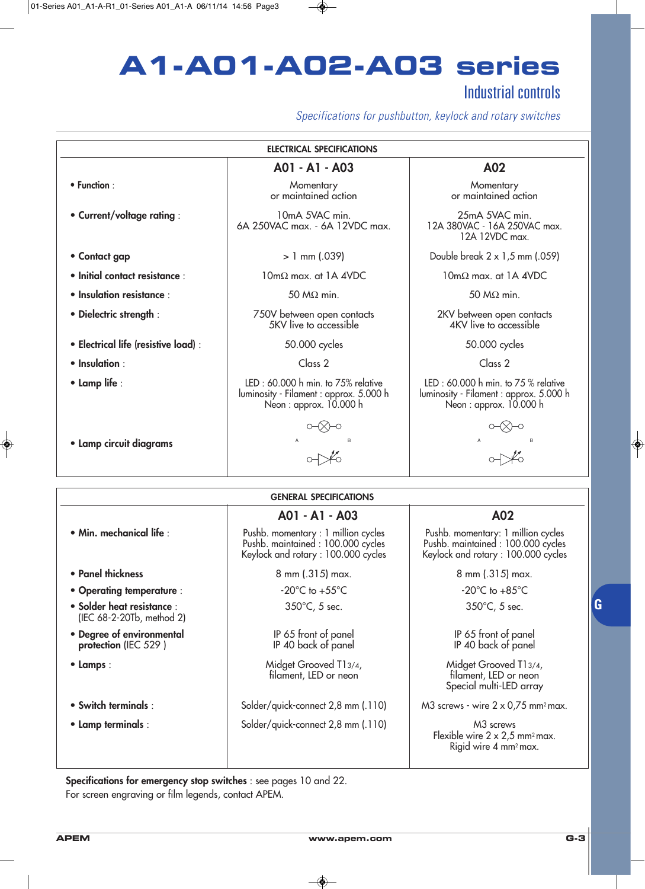# A1-A01-A02-A03 series

## Industrial controls

*Specifications for pushbutton, keylock and rotary switches*

| ELECTRICAL SPECIFICATIONS | | |
|---|---|---|
| | **A01 - A1 - A03** | **A02** |
| • **Function** : | Momentary or maintained action | Momentary or maintained action |
| • **Current/voltage rating** : | 10mA 5VAC min. 6A 250VAC max. - 6A 12VDC max. | 25mA 5VAC min. 12A 380VAC - 16A 250VAC max. 12A 12VDC max. |
| • **Contact gap** | > 1 mm (.039) | Double break 2 x 1,5 mm (.059) |
| • **Initial contact resistance** : | 10mΩ max. at 1A 4VDC | 10mΩ max. at 1A 4VDC |
| • **Insulation resistance** : | 50 MΩ min. | 50 MΩ min. |
| • **Dielectric strength** : | 750V between open contacts 5KV live to accessible | 2KV between open contacts 4KV live to accessible |
| • **Electrical life (resistive load)** : | 50.000 cycles | 50.000 cycles |
| • **Insulation** : | Class 2 | Class 2 |
| • **Lamp life** : | LED : 60.000 h min. to 75% relative luminosity - Filament : approx. 5.000 h Neon : approx. 10.000 h | LED : 60.000 h min. to 75 % relative luminosity - Filament : approx. 5.000 h Neon : approx. 10.000 h |
| • **Lamp circuit diagrams** | A B | A B |

| GENERAL SPECIFICATIONS | | |
|---|---|---|
| | **A01 - A1 - A03** | **A02** |
| • **Min. mechanical life** : | Pushb. momentary : 1 million cycles Pushb. maintained : 100.000 cycles Keylock and rotary : 100.000 cycles | Pushb. momentary: 1 million cycles Pushb. maintained : 100.000 cycles Keylock and rotary : 100.000 cycles |
| • **Panel thickness** | 8 mm (.315) max. | 8 mm (.315) max. |
| • **Operating temperature** : | -20°C to +55°C | -20°C to +85°C |
| • **Solder heat resistance** : (IEC 68-2-20Tb, method 2) | 350°C, 5 sec. | 350°C, 5 sec. |
| • **Degree of environmental protection** (IEC 529 ) | IP 65 front of panel IP 40 back of panel | IP 65 front of panel IP 40 back of panel |
| • **Lamps** : | Midget Grooved T1 3/4, filament, LED or neon | Midget Grooved T1 3/4, filament, LED or neon Special multi-LED array |
| • **Switch terminals** : | Solder/quick-connect 2,8 mm (.110) | M3 screws - wire 2 x 0,75 mm² max. |
| • **Lamp terminals** : | Solder/quick-connect 2,8 mm (.110) | M3 screws Flexible wire 2 x 2,5 mm² max. Rigid wire 4 mm² max. |

**Specifications for emergency stop switches** : see pages 10 and 22.
For screen engraving or film legends, contact APEM.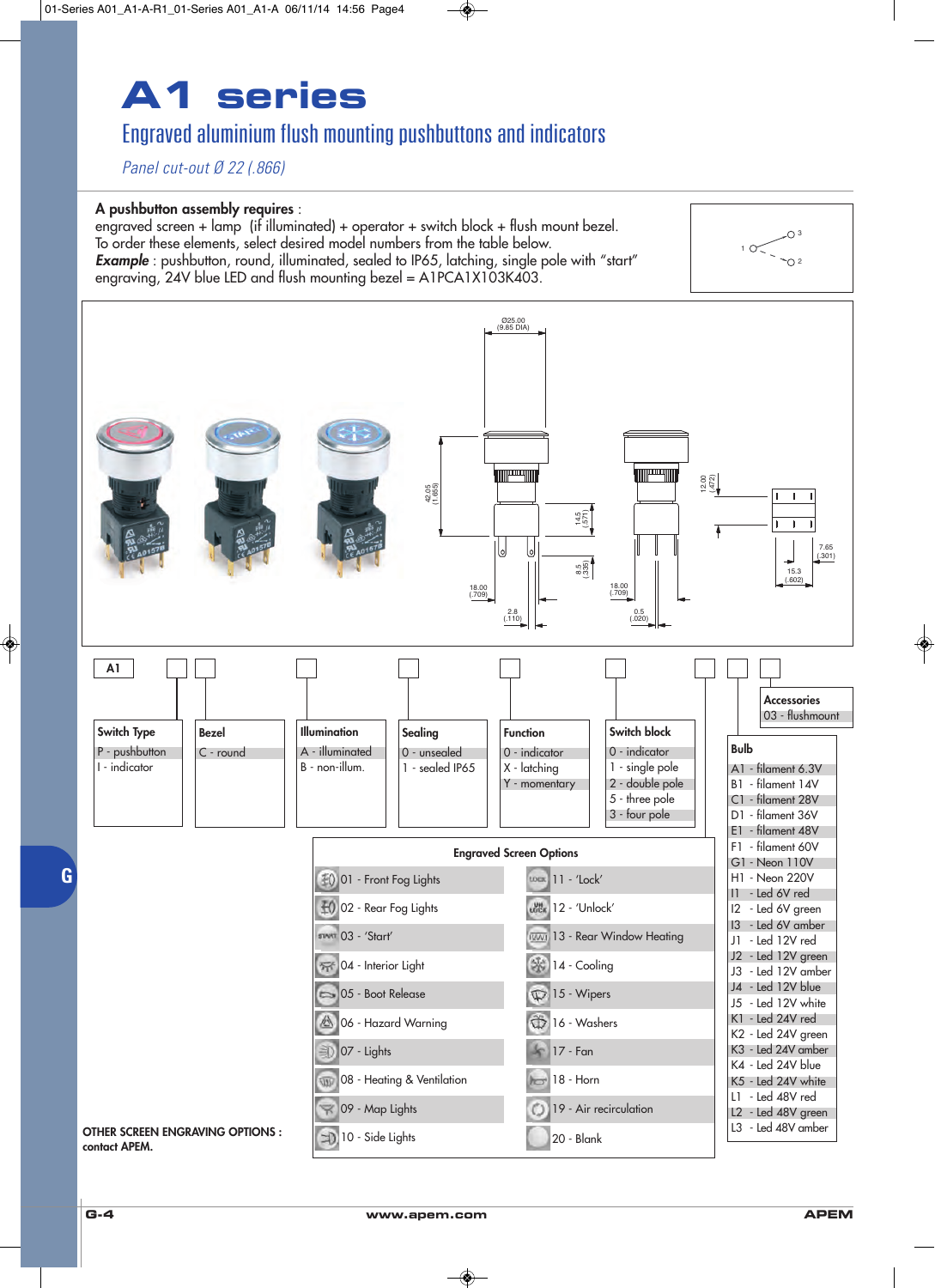# A1 series

## Engraved aluminium flush mounting pushbuttons and indicators

*Panel cut-out Ø 22 (.866)*

**A pushbutton assembly requires** :
engraved screen + lamp (if illuminated) + operator + switch block + flush mount bezel.
To order these elements, select desired model numbers from the table below.
***Example*** : pushbutton, round, illuminated, sealed to IP65, latching, single pole with "start" engraving, 24V blue LED and flush mounting bezel = A1PCA1X103K403.

A1 □ □ □ □ □ □ □ □ □

| Switch Type | Bezel | Illumination | Sealing | Function | Switch block |
|---|---|---|---|---|---|
| P - pushbutton | C - round | A - illuminated | 0 - unsealed | 0 - indicator | 0 - indicator |
| I - indicator | | B - non-illum. | 1 - sealed IP65 | X - latching | 1 - single pole |
| | | | | Y - momentary | 2 - double pole |
| | | | | | 5 - three pole |
| | | | | | 3 - four pole |

**Accessories**
03 - flushmount

**Bulb**

- A1 - filament 6.3V
- B1 - filament 14V
- C1 - filament 28V
- D1 - filament 36V
- E1 - filament 48V
- F1 - filament 60V
- G1 - Neon 110V
- H1 - Neon 220V
- I1 - Led 6V red
- I2 - Led 6V green
- I3 - Led 6V amber
- J1 - Led 12V red
- J2 - Led 12V green
- J3 - Led 12V amber
- J4 - Led 12V blue
- J5 - Led 12V white
- K1 - Led 24V red
- K2 - Led 24V green
- K3 - Led 24V amber
- K4 - Led 24V blue
- K5 - Led 24V white
- L1 - Led 48V red
- L2 - Led 48V green
- L3 - Led 48V amber

**Engraved Screen Options**

| | |
|---|---|
| 01 - Front Fog Lights | 11 - 'Lock' |
| 02 - Rear Fog Lights | 12 - 'Unlock' |
| 03 - 'Start' | 13 - Rear Window Heating |
| 04 - Interior Light | 14 - Cooling |
| 05 - Boot Release | 15 - Wipers |
| 06 - Hazard Warning | 16 - Washers |
| 07 - Lights | 17 - Fan |
| 08 - Heating & Ventilation | 18 - Horn |
| 09 - Map Lights | 19 - Air recirculation |
| 10 - Side Lights | 20 - Blank |

**OTHER SCREEN ENGRAVING OPTIONS : contact APEM.**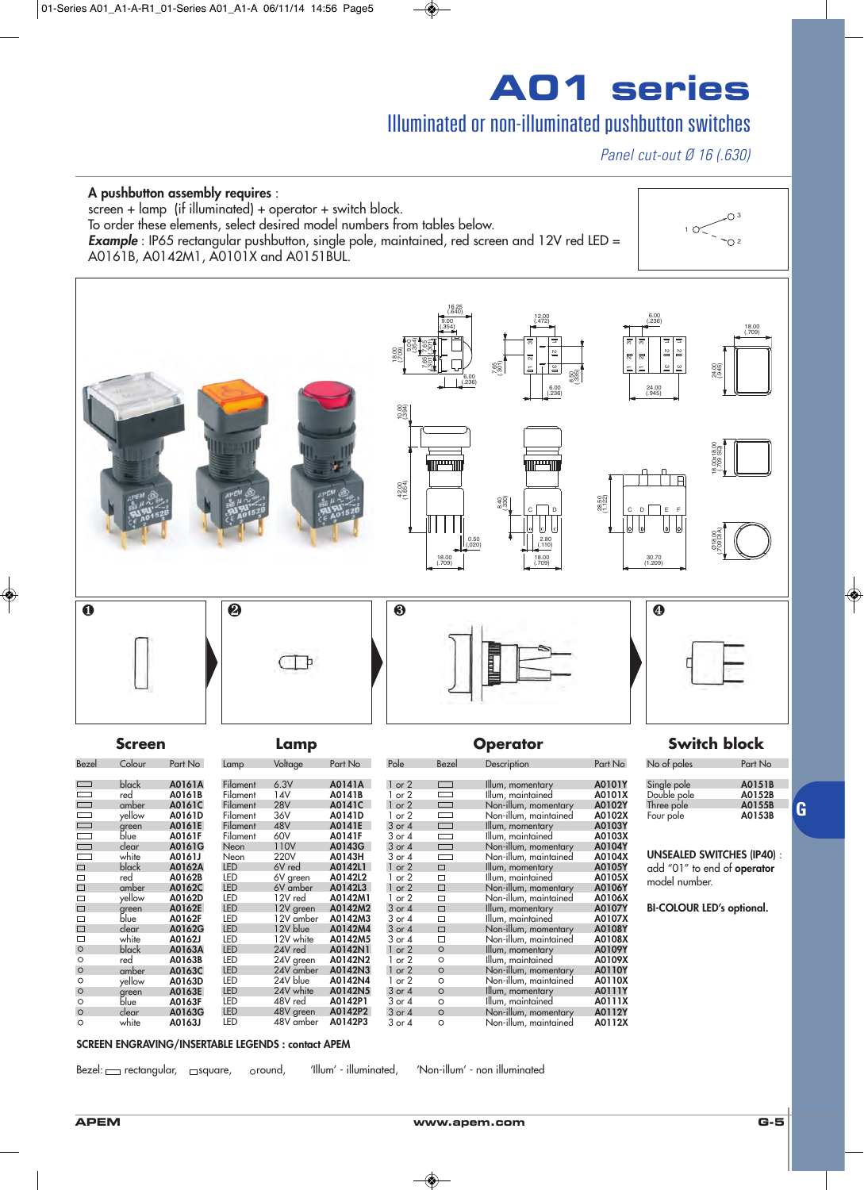# A01 series

## Illuminated or non-illuminated pushbutton switches

*Panel cut-out Ø 16 (.630)*

**A pushbutton assembly requires** :
screen + lamp (if illuminated) + operator + switch block.
To order these elements, select desired model numbers from tables below.
***Example*** : IP65 rectangular pushbutton, single pole, maintained, red screen and 12V red LED = A0161B, A0142M1, A0101X and A0151BUL.

### Screen

| Bezel | Colour | Part No |
|---|---|---|
| rectangular | black | **A0161A** |
| rectangular | red | **A0161B** |
| rectangular | amber | **A0161C** |
| rectangular | yellow | **A0161D** |
| rectangular | green | **A0161E** |
| rectangular | blue | **A0161F** |
| rectangular | clear | **A0161G** |
| rectangular | white | **A0161J** |
| square | black | **A0162A** |
| square | red | **A0162B** |
| square | amber | **A0162C** |
| square | yellow | **A0162D** |
| square | green | **A0162E** |
| square | blue | **A0162F** |
| square | clear | **A0162G** |
| square | white | **A0162J** |
| round | black | **A0163A** |
| round | red | **A0163B** |
| round | amber | **A0163C** |
| round | yellow | **A0163D** |
| round | green | **A0163E** |
| round | blue | **A0163F** |
| round | clear | **A0163G** |
| round | white | **A0163J** |

### Lamp

| Lamp | Voltage | Part No |
|---|---|---|
| Filament | 6.3V | **A0141A** |
| Filament | 14V | **A0141B** |
| Filament | 28V | **A0141C** |
| Filament | 36V | **A0141D** |
| Filament | 48V | **A0141E** |
| Filament | 60V | **A0141F** |
| Neon | 110V | **A0143G** |
| Neon | 220V | **A0143H** |
| LED | 6V red | **A0142L1** |
| LED | 6V green | **A0142L2** |
| LED | 6V amber | **A0142L3** |
| LED | 12V red | **A0142M1** |
| LED | 12V green | **A0142M2** |
| LED | 12V amber | **A0142M3** |
| LED | 12V blue | **A0142M4** |
| LED | 12V white | **A0142M5** |
| LED | 24V red | **A0142N1** |
| LED | 24V green | **A0142N2** |
| LED | 24V amber | **A0142N3** |
| LED | 24V blue | **A0142N4** |
| LED | 24V white | **A0142N5** |
| LED | 48V red | **A0142P1** |
| LED | 48V green | **A0142P2** |
| LED | 48V amber | **A0142P3** |

### Operator

| Pole | Bezel | Description | Part No |
|---|---|---|---|
| 1 or 2 | rectangular | Illum, momentary | **A0101Y** |
| 1 or 2 | rectangular | Illum, maintained | **A0101X** |
| 1 or 2 | rectangular | Non-illum, momentary | **A0102Y** |
| 1 or 2 | rectangular | Non-illum, maintained | **A0102X** |
| 3 or 4 | rectangular | Illum, momentary | **A0103Y** |
| 3 or 4 | rectangular | Illum, maintained | **A0103X** |
| 3 or 4 | rectangular | Non-illum, momentary | **A0104Y** |
| 3 or 4 | rectangular | Non-illum, maintained | **A0104X** |
| 1 or 2 | square | Illum, momentary | **A0105Y** |
| 1 or 2 | square | Illum, maintained | **A0105X** |
| 1 or 2 | square | Non-illum, momentary | **A0106Y** |
| 1 or 2 | square | Non-illum, maintained | **A0106X** |
| 3 or 4 | square | Illum, momentary | **A0107Y** |
| 3 or 4 | square | Illum, maintained | **A0107X** |
| 3 or 4 | square | Non-illum, momentary | **A0108Y** |
| 3 or 4 | square | Non-illum, maintained | **A0108X** |
| 1 or 2 | round | Illum, momentary | **A0109Y** |
| 1 or 2 | round | Illum, maintained | **A0109X** |
| 1 or 2 | round | Non-illum, momentary | **A0110Y** |
| 1 or 2 | round | Non-illum, maintained | **A0110X** |
| 3 or 4 | round | Illum, momentary | **A0111Y** |
| 3 or 4 | round | Illum, maintained | **A0111X** |
| 3 or 4 | round | Non-illum, momentary | **A0112Y** |
| 3 or 4 | round | Non-illum, maintained | **A0112X** |

### Switch block

| No of poles | Part No |
|---|---|
| Single pole | **A0151B** |
| Double pole | **A0152B** |
| Three pole | **A0155B** |
| Four pole | **A0153B** |

**UNSEALED SWITCHES (IP40)** : add "01" to end of **operator** model number.

**BI-COLOUR LED's optional.**

**SCREEN ENGRAVING/INSERTABLE LEGENDS : contact APEM**

Bezel: ▭ rectangular, □ square, ○ round, 'Illum' - illuminated, 'Non-illum' - non illuminated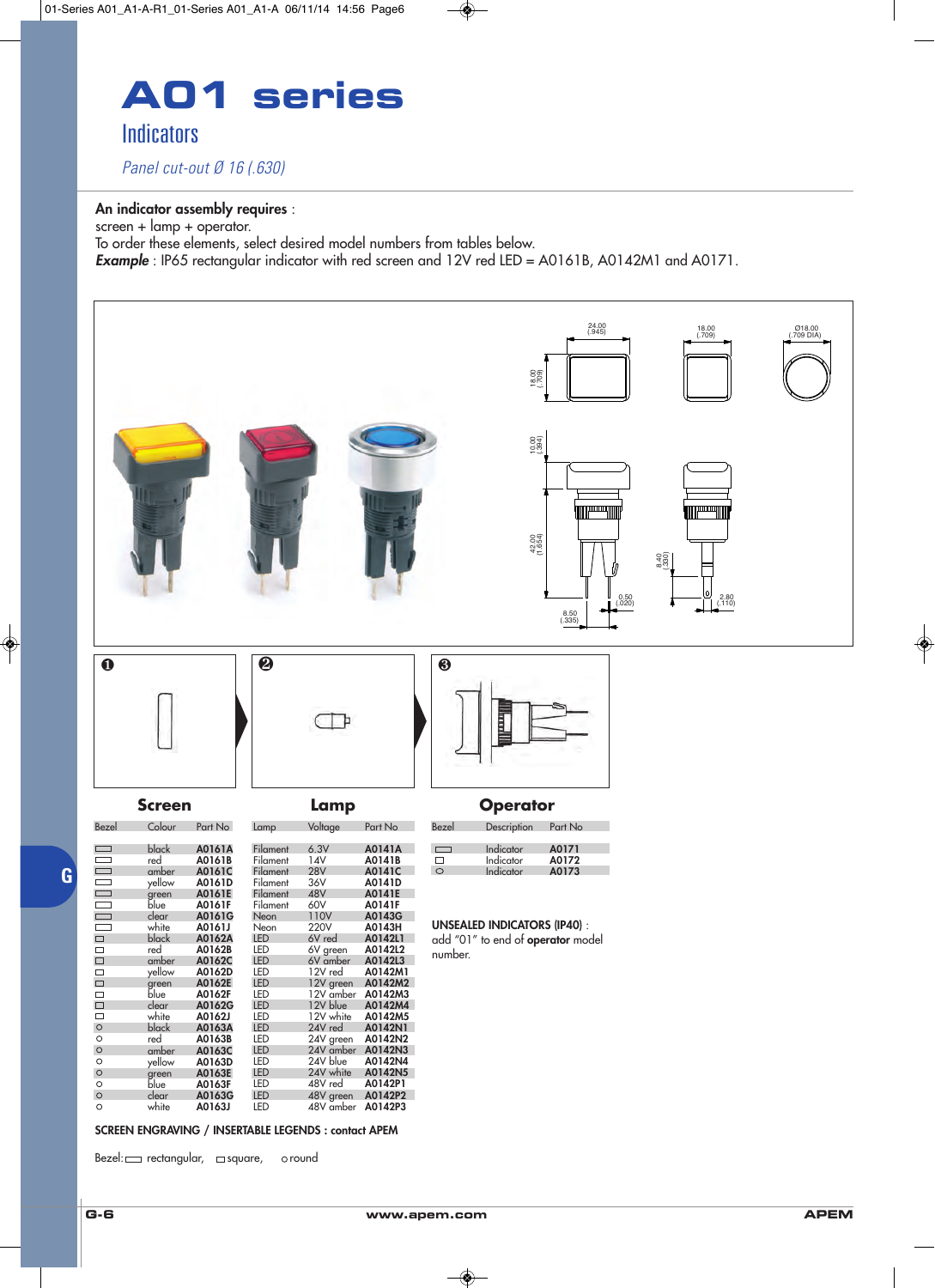# A01 series

## Indicators

*Panel cut-out Ø 16 (.630)*

**An indicator assembly requires** :
screen + lamp + operator.
To order these elements, select desired model numbers from tables below.
***Example*** : IP65 rectangular indicator with red screen and 12V red LED = A0161B, A0142M1 and A0171.

❶ ❷ ❸

### Screen

| Bezel | Colour | Part No |
|---|---|---|
| rectangular | black | **A0161A** |
| rectangular | red | **A0161B** |
| rectangular | amber | **A0161C** |
| rectangular | yellow | **A0161D** |
| rectangular | green | **A0161E** |
| rectangular | blue | **A0161F** |
| rectangular | clear | **A0161G** |
| rectangular | white | **A0161J** |
| square | black | **A0162A** |
| square | red | **A0162B** |
| square | amber | **A0162C** |
| square | yellow | **A0162D** |
| square | green | **A0162E** |
| square | blue | **A0162F** |
| square | clear | **A0162G** |
| square | white | **A0162J** |
| round | black | **A0163A** |
| round | red | **A0163B** |
| round | amber | **A0163C** |
| round | yellow | **A0163D** |
| round | green | **A0163E** |
| round | blue | **A0163F** |
| round | clear | **A0163G** |
| round | white | **A0163J** |

### Lamp

| Lamp | Voltage | Part No |
|---|---|---|
| Filament | 6.3V | **A0141A** |
| Filament | 14V | **A0141B** |
| Filament | 28V | **A0141C** |
| Filament | 36V | **A0141D** |
| Filament | 48V | **A0141E** |
| Filament | 60V | **A0141F** |
| Neon | 110V | **A0143G** |
| Neon | 220V | **A0143H** |
| LED | 6V red | **A0142L1** |
| LED | 6V green | **A0142L2** |
| LED | 6V amber | **A0142L3** |
| LED | 12V red | **A0142M1** |
| LED | 12V green | **A0142M2** |
| LED | 12V amber | **A0142M3** |
| LED | 12V blue | **A0142M4** |
| LED | 12V white | **A0142M5** |
| LED | 24V red | **A0142N1** |
| LED | 24V green | **A0142N2** |
| LED | 24V amber | **A0142N3** |
| LED | 24V blue | **A0142N4** |
| LED | 24V white | **A0142N5** |
| LED | 48V red | **A0142P1** |
| LED | 48V green | **A0142P2** |
| LED | 48V amber | **A0142P3** |

### Operator

| Bezel | Description | Part No |
|---|---|---|
| rectangular | Indicator | **A0171** |
| square | Indicator | **A0172** |
| round | Indicator | **A0173** |

**UNSEALED INDICATORS (IP40)** :
add "01" to end of **operator** model number.

**SCREEN ENGRAVING / INSERTABLE LEGENDS : contact APEM**

Bezel: ▭ rectangular, □ square, ○ round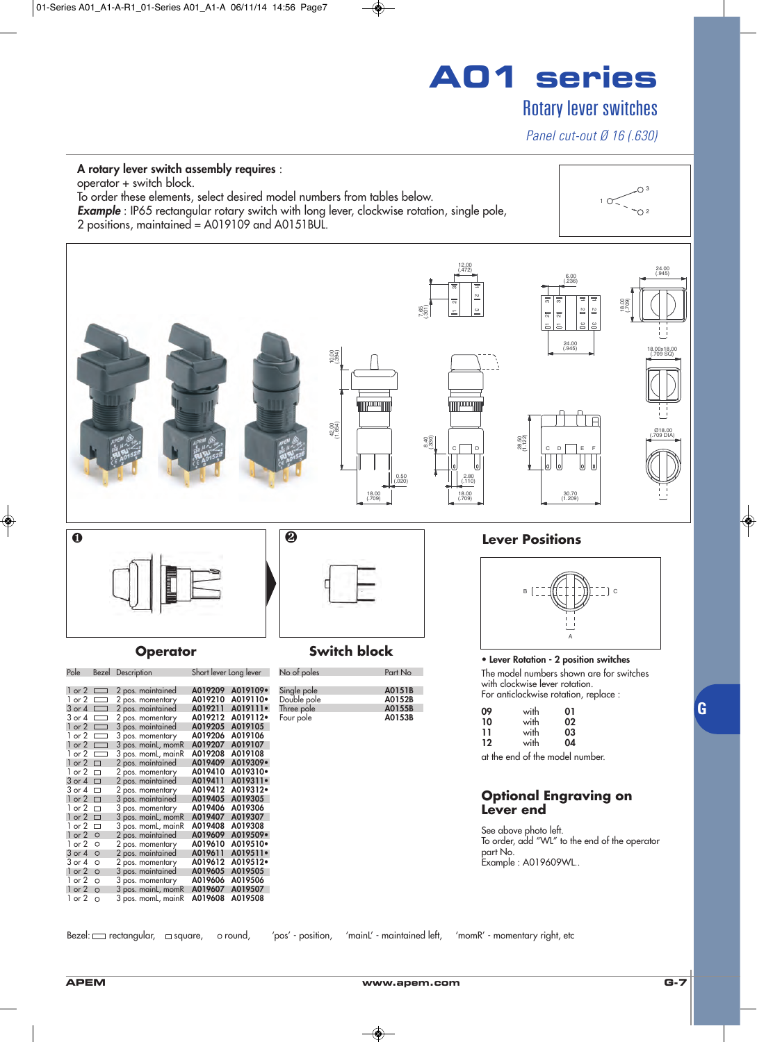# A01 series

## Rotary lever switches

*Panel cut-out Ø 16 (.630)*

**A rotary lever switch assembly requires** :
operator + switch block.
To order these elements, select desired model numbers from tables below.
***Example*** : IP65 rectangular rotary switch with long lever, clockwise rotation, single pole, 2 positions, maintained = A019109 and A0151BUL.

## Operator

| Pole | Bezel | Description | Short lever | Long lever |
|---|---|---|---|---|
| 1 or 2 | ▭ | 2 pos. maintained | A019209 | A019109• |
| 1 or 2 | ▭ | 2 pos. momentary | A019210 | A019110• |
| 3 or 4 | ▭ | 2 pos. maintained | A019211 | A019111• |
| 3 or 4 | ▭ | 2 pos. momentary | A019212 | A019112• |
| 1 or 2 | ▭ | 3 pos. maintained | A019205 | A019105 |
| 1 or 2 | ▭ | 3 pos. momentary | A019206 | A019106 |
| 1 or 2 | ▭ | 3 pos. mainL, momR | A019207 | A019107 |
| 1 or 2 | ▭ | 3 pos. momL, mainR | A019208 | A019108 |
| 1 or 2 | □ | 2 pos. maintained | A019409 | A019309• |
| 1 or 2 | □ | 2 pos. momentary | A019410 | A019310• |
| 3 or 4 | □ | 2 pos. maintained | A019411 | A019311• |
| 3 or 4 | □ | 2 pos. momentary | A019412 | A019312• |
| 1 or 2 | □ | 3 pos. maintained | A019405 | A019305 |
| 1 or 2 | □ | 3 pos. momentary | A019406 | A019306 |
| 1 or 2 | □ | 3 pos. mainL, momR | A019407 | A019307 |
| 1 or 2 | □ | 3 pos. momL, mainR | A019408 | A019308 |
| 1 or 2 | ○ | 2 pos. maintained | A019609 | A019509• |
| 1 or 2 | ○ | 2 pos. momentary | A019610 | A019510• |
| 3 or 4 | ○ | 2 pos. maintained | A019611 | A019511• |
| 3 or 4 | ○ | 2 pos. momentary | A019612 | A019512• |
| 1 or 2 | ○ | 3 pos. maintained | A019605 | A019505 |
| 1 or 2 | ○ | 3 pos. momentary | A019606 | A019506 |
| 1 or 2 | ○ | 3 pos. mainL, momR | A019607 | A019507 |
| 1 or 2 | ○ | 3 pos. momL, mainR | A019608 | A019508 |

## Switch block

| No of poles | Part No |
|---|---|
| Single pole | A0151B |
| Double pole | A0152B |
| Three pole | A0155B |
| Four pole | A0153B |

## Lever Positions

- **Lever Rotation - 2 position switches**

The model numbers shown are for switches with clockwise lever rotation.
For anticlockwise rotation, replace :

| | | |
|---|---|---|
| **09** | with | **01** |
| **10** | with | **02** |
| **11** | with | **03** |
| **12** | with | **04** |

at the end of the model number.

## Optional Engraving on Lever end

See above photo left.
To order, add "WL" to the end of the operator part No.
Example : A019609WL..

Bezel: ▭ rectangular, □ square, ○ round, 'pos' - position, 'mainL' - maintained left, 'momR' - momentary right, etc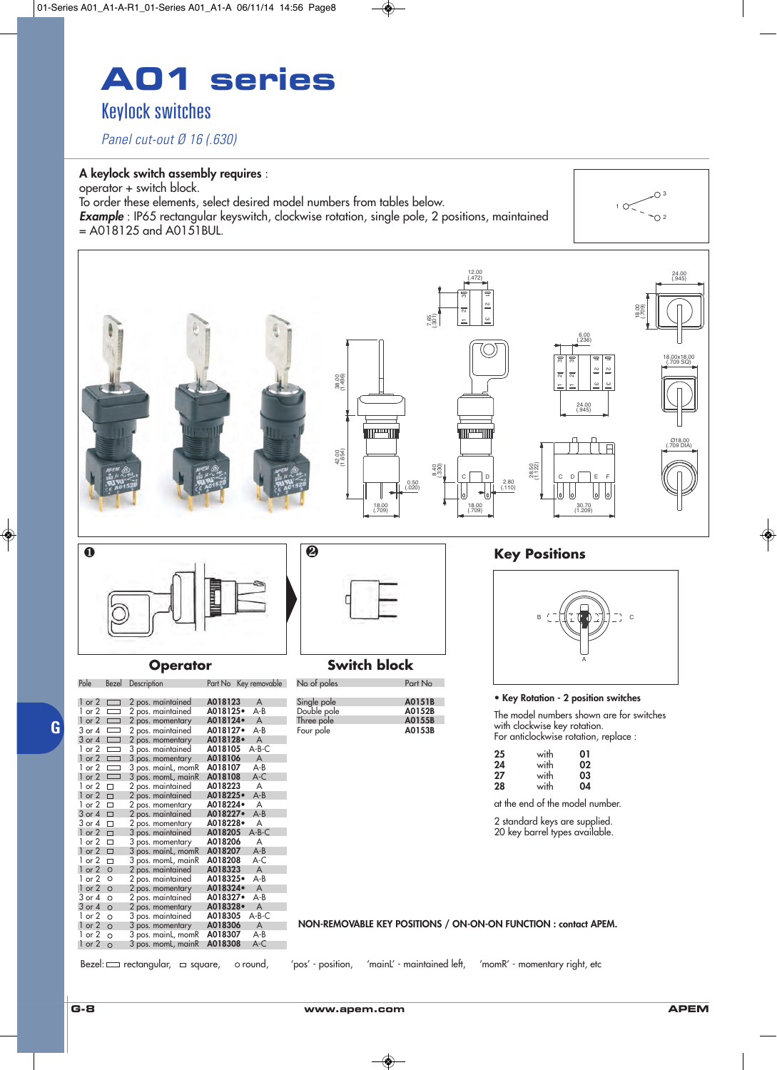# A01 series

## Keylock switches

*Panel cut-out Ø 16 (.630)*

**A keylock switch assembly requires** :
operator + switch block.
To order these elements, select desired model numbers from tables below.
***Example*** : IP65 rectangular keyswitch, clockwise rotation, single pole, 2 positions, maintained = A018125 and A0151BUL.

### Operator

| Pole | Bezel | Description | Part No | Key removable |
|---|---|---|---|---|
| 1 or 2 | ▭ | 2 pos. maintained | A018123 | A |
| 1 or 2 | ▭ | 2 pos. maintained | A018125• | A-B |
| 1 or 2 | ▭ | 2 pos. momentary | A018124• | A |
| 3 or 4 | ▭ | 2 pos. maintained | A018127• | A-B |
| 3 or 4 | ▭ | 2 pos. momentary | A018128• | A |
| 1 or 2 | ▭ | 3 pos. maintained | A018105 | A-B-C |
| 1 or 2 | ▭ | 3 pos. momentary | A018106 | A |
| 1 or 2 | ▭ | 3 pos. mainL, momR | A018107 | A-B |
| 1 or 2 | ▭ | 3 pos. momL, mainR | A018108 | A-C |
| 1 or 2 | □ | 2 pos. maintained | A018223 | A |
| 1 or 2 | □ | 2 pos. maintained | A018225• | A-B |
| 1 or 2 | □ | 2 pos. momentary | A018224• | A |
| 3 or 4 | □ | 2 pos. maintained | A018227• | A-B |
| 3 or 4 | □ | 2 pos. momentary | A018228• | A |
| 1 or 2 | □ | 3 pos. maintained | A018205 | A-B-C |
| 1 or 2 | □ | 3 pos. momentary | A018206 | A |
| 1 or 2 | □ | 3 pos. mainL, momR | A018207 | A-B |
| 1 or 2 | □ | 3 pos. momL, mainR | A018208 | A-C |
| 1 or 2 | ○ | 2 pos. maintained | A018323 | A |
| 1 or 2 | ○ | 2 pos. maintained | A018325• | A-B |
| 1 or 2 | ○ | 2 pos. momentary | A018324• | A |
| 3 or 4 | ○ | 2 pos. maintained | A018327• | A-B |
| 3 or 4 | ○ | 2 pos. momentary | A018328• | A |
| 1 or 2 | ○ | 3 pos. maintained | A018305 | A-B-C |
| 1 or 2 | ○ | 3 pos. momentary | A018306 | A |
| 1 or 2 | ○ | 3 pos. mainL, momR | A018307 | A-B |
| 1 or 2 | ○ | 3 pos. momL, mainR | A018308 | A-C |

### Switch block

| No of poles | Part No |
|---|---|
| Single pole | A0151B |
| Double pole | A0152B |
| Three pole | A0155B |
| Four pole | A0153B |

### Key Positions

**• Key Rotation - 2 position switches**

The model numbers shown are for switches with clockwise key rotation.
For anticlockwise rotation, replace :

| | | |
|---|---|---|
| **25** | with | **01** |
| **24** | with | **02** |
| **27** | with | **03** |
| **28** | with | **04** |

at the end of the model number.

2 standard keys are supplied.
20 key barrel types available.

**NON-REMOVABLE KEY POSITIONS / ON-ON-ON FUNCTION : contact APEM.**

Bezel: ▭ rectangular, □ square, ○ round, 'pos' - position, 'mainL' - maintained left, 'momR' - momentary right, etc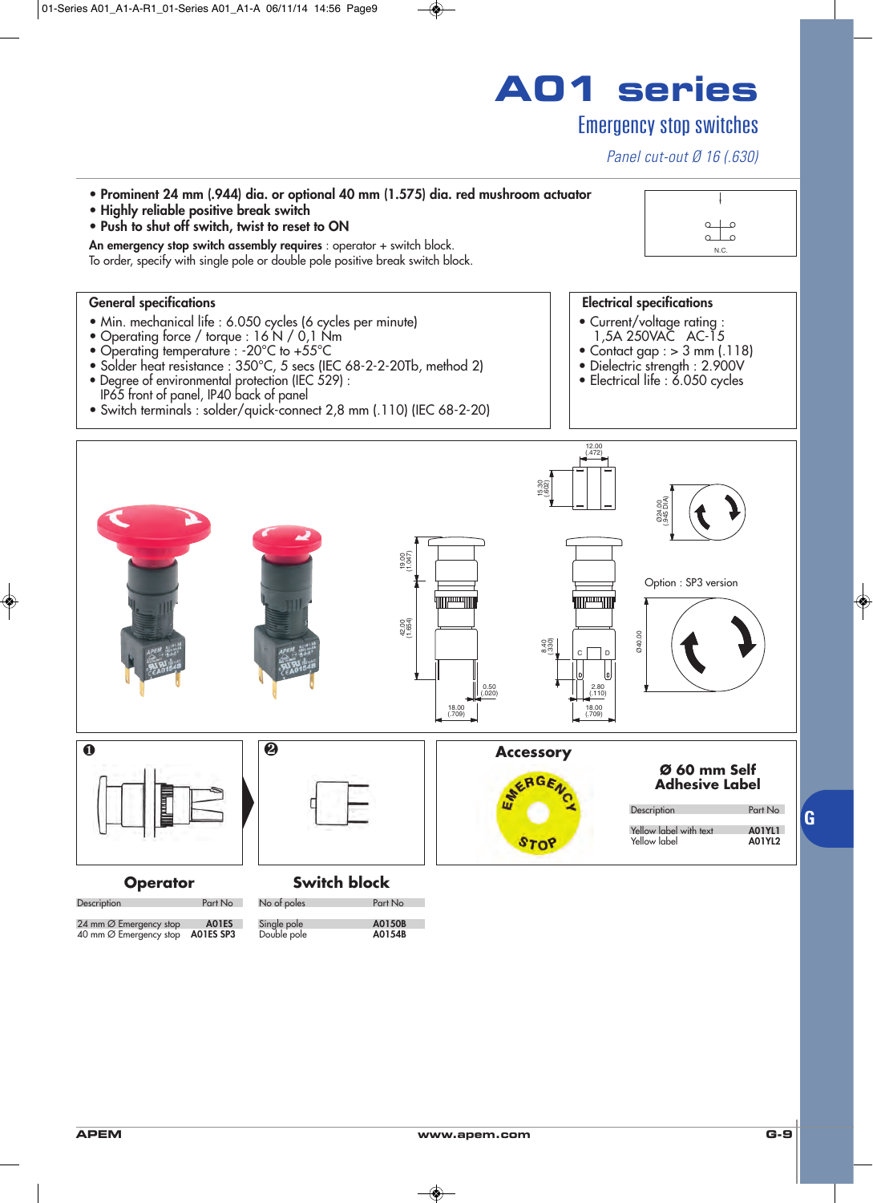# A01 series

## Emergency stop switches

*Panel cut-out Ø 16 (.630)*

- **Prominent 24 mm (.944) dia. or optional 40 mm (1.575) dia. red mushroom actuator**
- **Highly reliable positive break switch**
- **Push to shut off switch, twist to reset to ON**

**An emergency stop switch assembly requires** : operator + switch block.
To order, specify with single pole or double pole positive break switch block.

N.C.

### General specifications

- Min. mechanical life : 6.050 cycles (6 cycles per minute)
- Operating force / torque : 16 N / 0,1 Nm
- Operating temperature : -20°C to +55°C
- Solder heat resistance : 350°C, 5 secs (IEC 68-2-2-20Tb, method 2)
- Degree of environmental protection (IEC 529) : IP65 front of panel, IP40 back of panel
- Switch terminals : solder/quick-connect 2,8 mm (.110) (IEC 68-2-20)

### Electrical specifications

- Current/voltage rating : 1,5A 250VAC AC-15
- Contact gap : > 3 mm (.118)
- Dielectric strength : 2.900V
- Electrical life : 6.050 cycles

Option : SP3 version

### ❶ Operator

| Description | Part No |
|---|---|
| 24 mm Ø Emergency stop | **A01ES** |
| 40 mm Ø Emergency stop | **A01ES SP3** |

### ❷ Switch block

| No of poles | Part No |
|---|---|
| Single pole | **A0150B** |
| Double pole | **A0154B** |

### Accessory

**Ø 60 mm Self Adhesive Label**

| Description | Part No |
|---|---|
| Yellow label with text | **A01YL1** |
| Yellow label | **A01YL2** |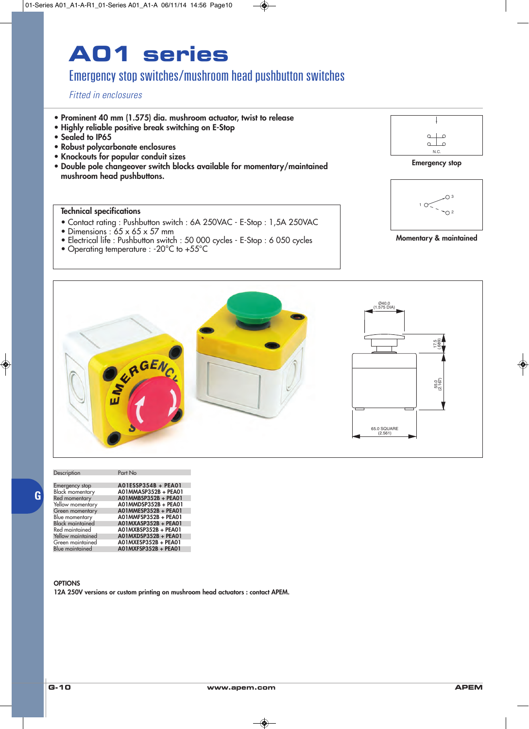# A01 series

## Emergency stop switches/mushroom head pushbutton switches

*Fitted in enclosures*

- **Prominent 40 mm (1.575) dia. mushroom actuator, twist to release**
- **Highly reliable positive break switching on E-Stop**
- **Sealed to IP65**
- **Robust polycarbonate enclosures**
- **Knockouts for popular conduit sizes**
- **Double pole changeover switch blocks available for momentary/maintained mushroom head pushbuttons.**

N.C.

**Emergency stop**

1 3 2

**Momentary & maintained**

**Technical specifications**

- Contact rating : Pushbutton switch : 6A 250VAC - E-Stop : 1,5A 250VAC
- Dimensions : 65 x 65 x 57 mm
- Electrical life : Pushbutton switch : 50 000 cycles - E-Stop : 6 050 cycles
- Operating temperature : -20°C to +55°C

Ø40.0 (1.575 DIA)

17.5 (.689)

55.0 (2.167)

65.0 SQUARE (2.561)

| Description | Part No |
|---|---|
| Emergency stop | A01ESSP354B + PEA01 |
| Black momentary | A01MMASP352B + PEA01 |
| Red momentary | A01MMBSP352B + PEA01 |
| Yellow momentary | A01MMDSP352B + PEA01 |
| Green momentary | A01MMESP352B + PEA01 |
| Blue momentary | A01MMFSP352B + PEA01 |
| Black maintained | A01MXASP352B + PEA01 |
| Red maintained | A01MXBSP352B + PEA01 |
| Yellow maintained | A01MXDSP352B + PEA01 |
| Green maintained | A01MXESP352B + PEA01 |
| Blue maintained | A01MXFSP352B + PEA01 |

**OPTIONS**

**12A 250V versions or custom printing on mushroom head actuators : contact APEM.**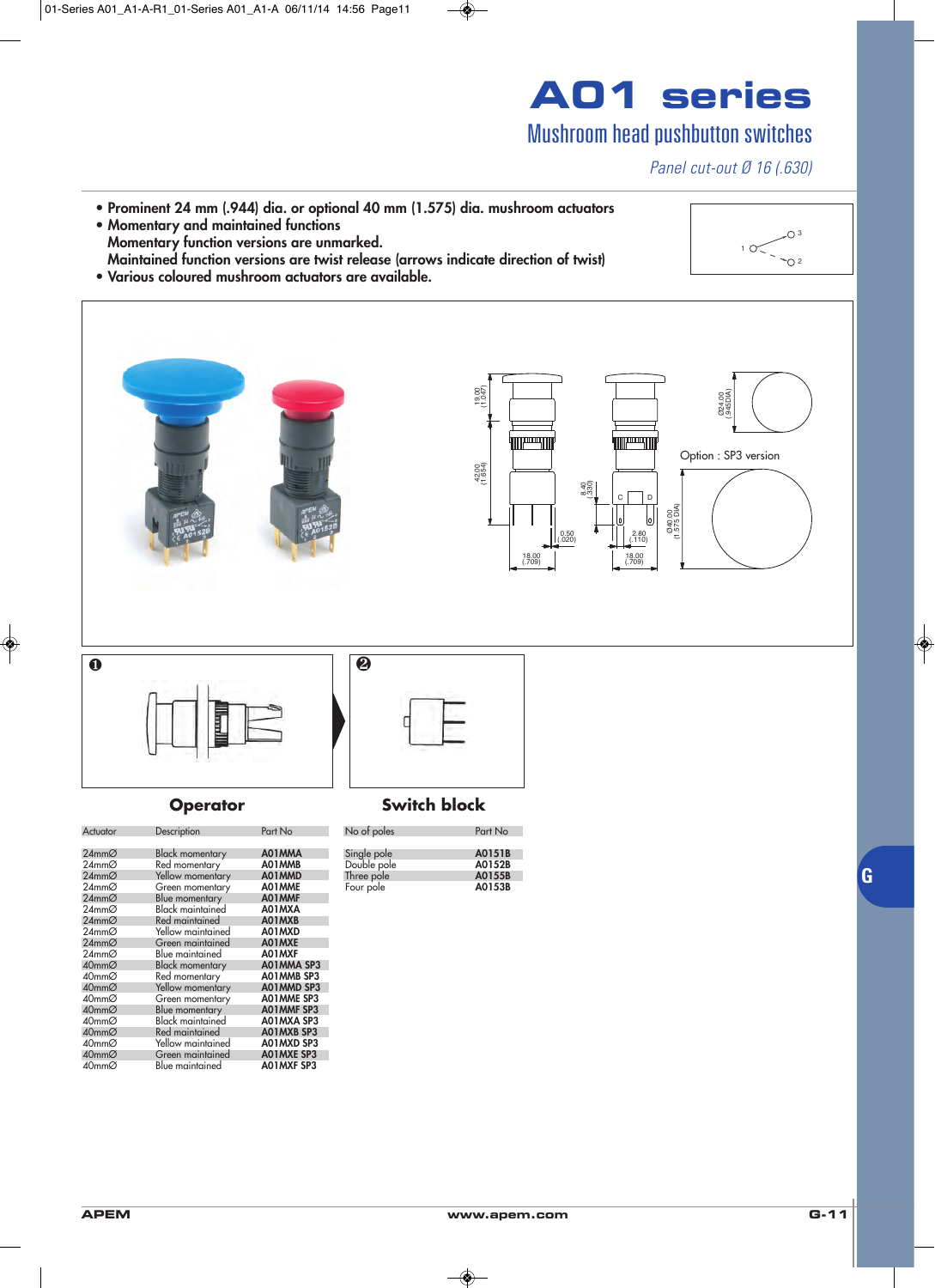# A01 series

## Mushroom head pushbutton switches

*Panel cut-out Ø 16 (.630)*

- **Prominent 24 mm (.944) dia. or optional 40 mm (1.575) dia. mushroom actuators**
- **Momentary and maintained functions**
  **Momentary function versions are unmarked.**
  **Maintained function versions are twist release (arrows indicate direction of twist)**
- **Various coloured mushroom actuators are available.**

Option : SP3 version

## Operator

| Actuator | Description | Part No |
|---|---|---|
| 24mmØ | Black momentary | A01MMA |
| 24mmØ | Red momentary | A01MMB |
| 24mmØ | Yellow momentary | A01MMD |
| 24mmØ | Green momentary | A01MME |
| 24mmØ | Blue momentary | A01MMF |
| 24mmØ | Black maintained | A01MXA |
| 24mmØ | Red maintained | A01MXB |
| 24mmØ | Yellow maintained | A01MXD |
| 24mmØ | Green maintained | A01MXE |
| 24mmØ | Blue maintained | A01MXF |
| 40mmØ | Black momentary | A01MMA SP3 |
| 40mmØ | Red momentary | A01MMB SP3 |
| 40mmØ | Yellow momentary | A01MMD SP3 |
| 40mmØ | Green momentary | A01MME SP3 |
| 40mmØ | Blue momentary | A01MMF SP3 |
| 40mmØ | Black maintained | A01MXA SP3 |
| 40mmØ | Red maintained | A01MXB SP3 |
| 40mmØ | Yellow maintained | A01MXD SP3 |
| 40mmØ | Green maintained | A01MXE SP3 |
| 40mmØ | Blue maintained | A01MXF SP3 |

## Switch block

| No of poles | Part No |
|---|---|
| Single pole | A0151B |
| Double pole | A0152B |
| Three pole | A0155B |
| Four pole | A0153B |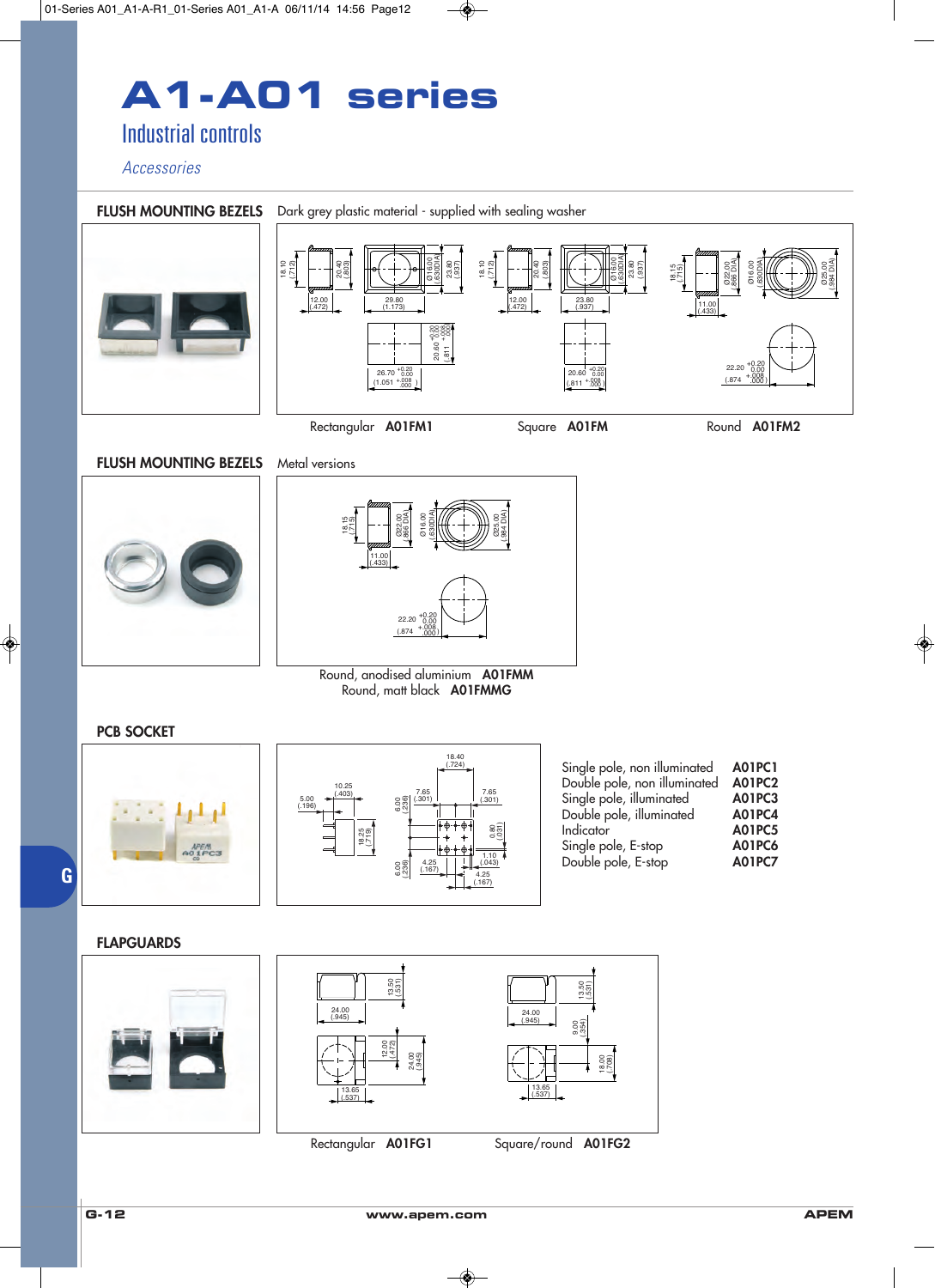# A1-A01 series

## Industrial controls

*Accessories*

### FLUSH MOUNTING BEZELS

Dark grey plastic material - supplied with sealing washer

Rectangular **A01FM1** Square **A01FM** Round **A01FM2**

### FLUSH MOUNTING BEZELS

Metal versions

Round, anodised aluminium **A01FMM**
Round, matt black **A01FMMG**

### PCB SOCKET

| | |
|---|---|
| Single pole, non illuminated | **A01PC1** |
| Double pole, non illuminated | **A01PC2** |
| Single pole, illuminated | **A01PC3** |
| Double pole, illuminated | **A01PC4** |
| Indicator | **A01PC5** |
| Single pole, E-stop | **A01PC6** |
| Double pole, E-stop | **A01PC7** |

### FLAPGUARDS

Rectangular **A01FG1** Square/round **A01FG2**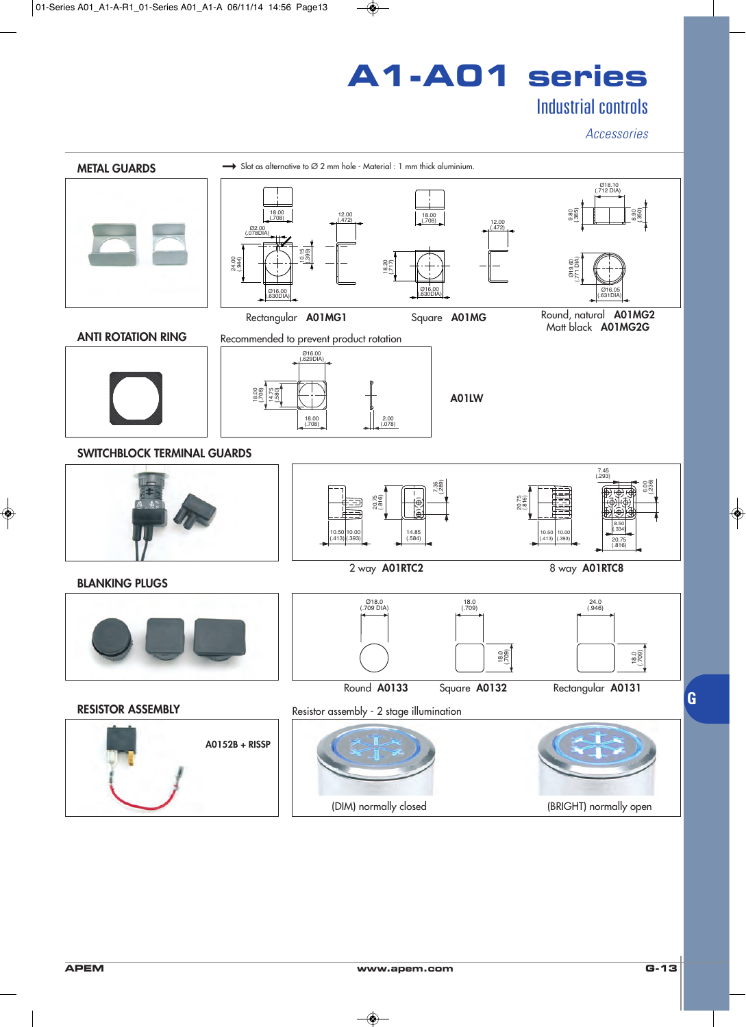# A1-A01 series

## Industrial controls

*Accessories*

### METAL GUARDS

→ Slot as alternative to Ø 2 mm hole - Material : 1 mm thick aluminium.

Rectangular **A01MG1**

Square **A01MG**

Round, natural **A01MG2**
Matt black **A01MG2G**

### ANTI ROTATION RING

Recommended to prevent product rotation

**A01LW**

### SWITCHBLOCK TERMINAL GUARDS

2 way **A01RTC2**

8 way **A01RTC8**

### BLANKING PLUGS

Round **A0133**

Square **A0132**

Rectangular **A0131**

### RESISTOR ASSEMBLY

**A0152B + RISSP**

Resistor assembly - 2 stage illumination

(DIM) normally closed

(BRIGHT) normally open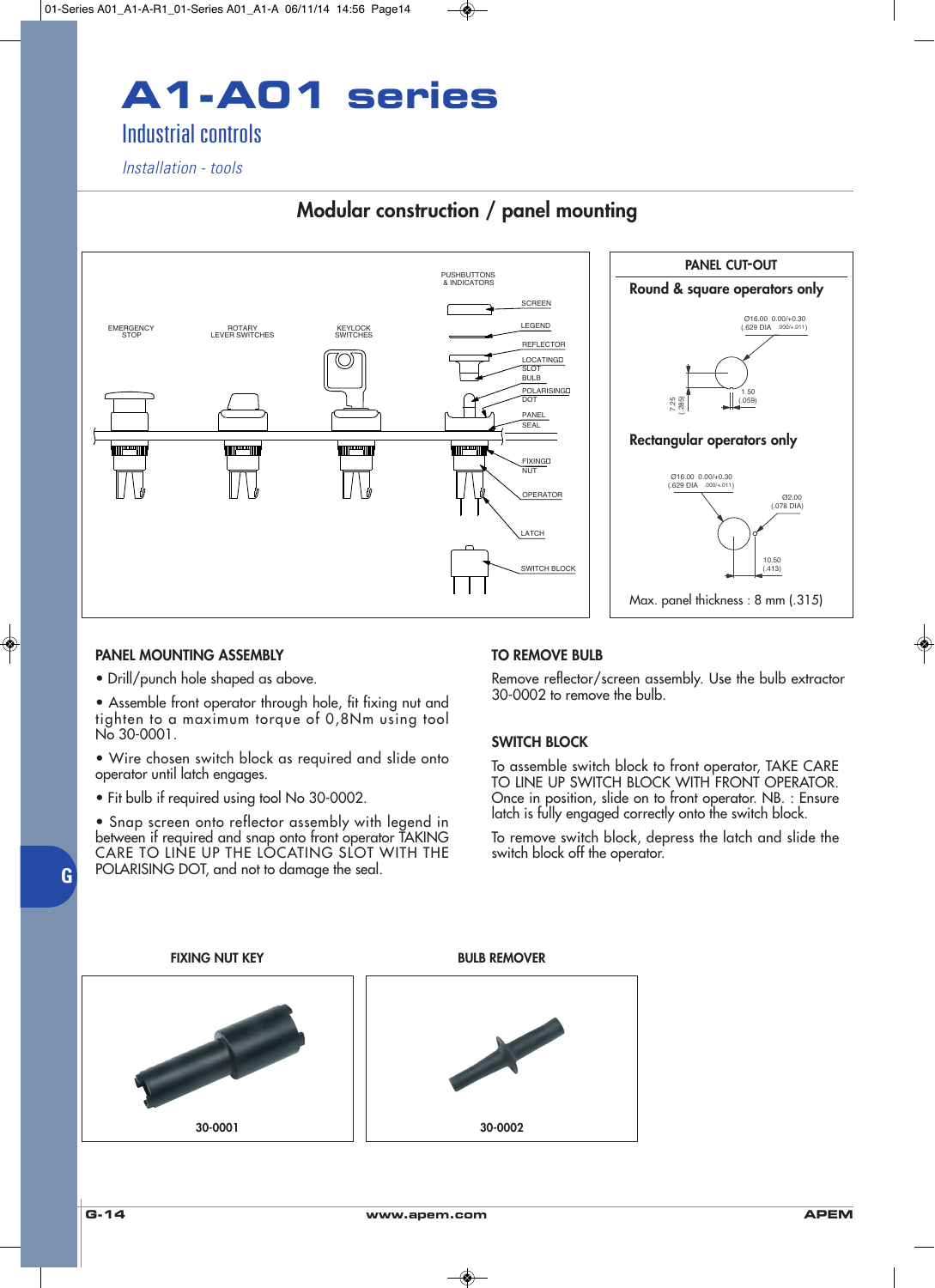# A1-A01 series

## Industrial controls

*Installation - tools*

## Modular construction / panel mounting

PUSHBUTTONS & INDICATORS

EMERGENCY STOP

ROTARY LEVER SWITCHES

KEYLOCK SWITCHES

SCREEN

LEGEND

REFLECTOR

LOCATING SLOT

BULB

POLARISING DOT

PANEL

SEAL

FIXING NUT

OPERATOR

LATCH

SWITCH BLOCK

### PANEL CUT-OUT

**Round & square operators only**

Ø16.00 0.00/+0.30 (.629 DIA .000/+.011)

7.25 (.285)

1.50 (.059)

**Rectangular operators only**

Ø16.00 0.00/+0.30 (.629 DIA .000/+.011)

Ø2.00 (.078 DIA)

10.50 (.413)

Max. panel thickness : 8 mm (.315)

### PANEL MOUNTING ASSEMBLY

- Drill/punch hole shaped as above.
- Assemble front operator through hole, fit fixing nut and tighten to a maximum torque of 0,8Nm using tool No 30-0001.
- Wire chosen switch block as required and slide onto operator until latch engages.
- Fit bulb if required using tool No 30-0002.
- Snap screen onto reflector assembly with legend in between if required and snap onto front operator TAKING CARE TO LINE UP THE LOCATING SLOT WITH THE POLARISING DOT, and not to damage the seal.

### TO REMOVE BULB

Remove reflector/screen assembly. Use the bulb extractor 30-0002 to remove the bulb.

### SWITCH BLOCK

To assemble switch block to front operator, TAKE CARE TO LINE UP SWITCH BLOCK WITH FRONT OPERATOR. Once in position, slide on to front operator. NB. : Ensure latch is fully engaged correctly onto the switch block.

To remove switch block, depress the latch and slide the switch block off the operator.

**FIXING NUT KEY**

30-0001

**BULB REMOVER**

30-0002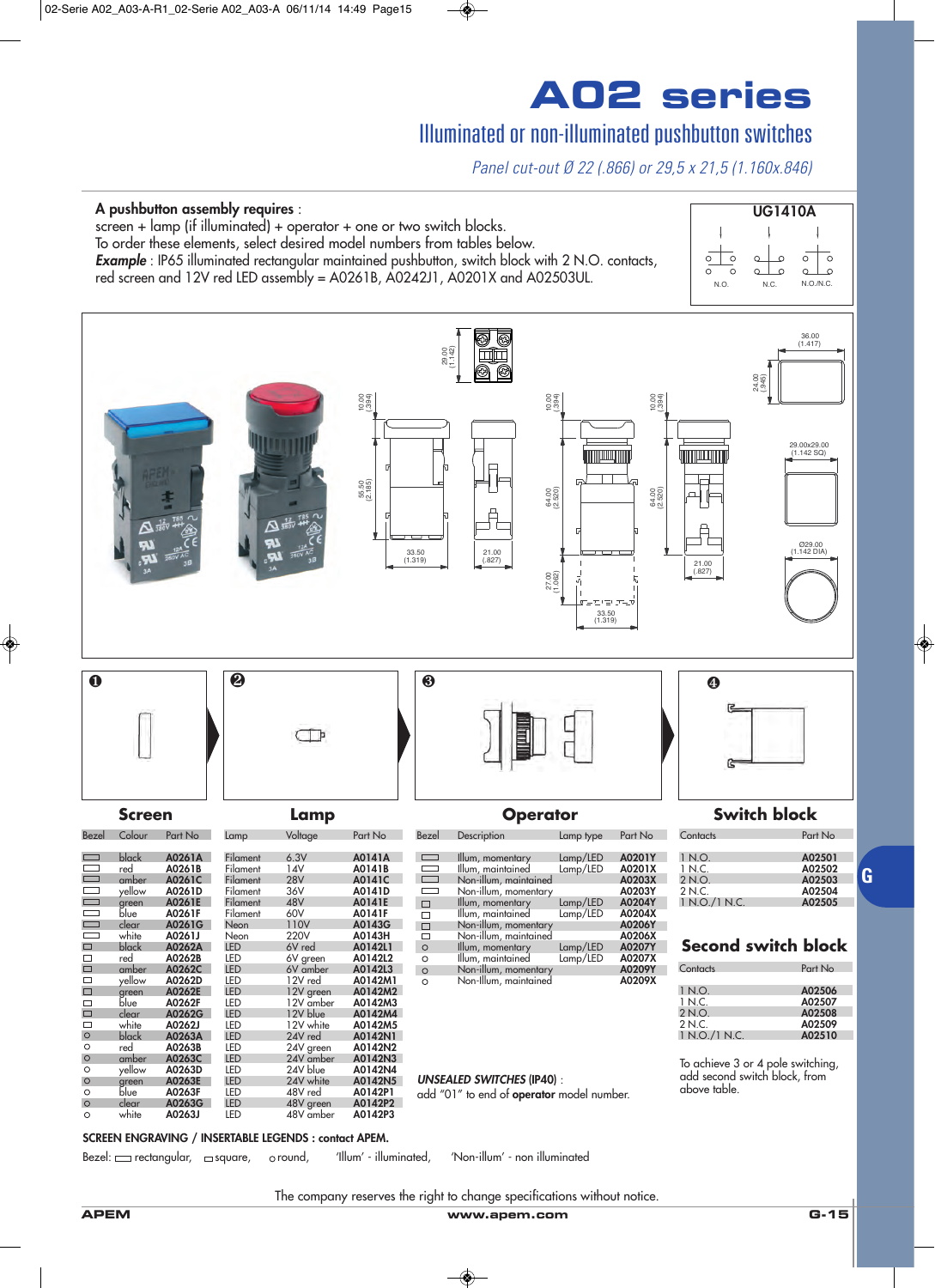# A02 series

## Illuminated or non-illuminated pushbutton switches

*Panel cut-out Ø 22 (.866) or 29,5 x 21,5 (1.160x.846)*

**A pushbutton assembly requires** :
screen + lamp (if illuminated) + operator + one or two switch blocks.
To order these elements, select desired model numbers from tables below.
***Example*** : IP65 illuminated rectangular maintained pushbutton, switch block with 2 N.O. contacts, red screen and 12V red LED assembly = A0261B, A0242J1, A0201X and A02503UL.

UG1410A

N.O. N.C. N.O./N.C.

### Screen

| Bezel | Colour | Part No |
|---|---|---|
| rectangular | black | A0261A |
| rectangular | red | A0261B |
| rectangular | amber | A0261C |
| rectangular | yellow | A0261D |
| rectangular | green | A0261E |
| rectangular | blue | A0261F |
| rectangular | clear | A0261G |
| rectangular | white | A0261J |
| square | black | A0262A |
| square | red | A0262B |
| square | amber | A0262C |
| square | yellow | A0262D |
| square | green | A0262E |
| square | blue | A0262F |
| square | clear | A0262G |
| square | white | A0262J |
| round | black | A0263A |
| round | red | A0263B |
| round | amber | A0263C |
| round | yellow | A0263D |
| round | green | A0263E |
| round | blue | A0263F |
| round | clear | A0263G |
| round | white | A0263J |

### Lamp

| Lamp | Voltage | Part No |
|---|---|---|
| Filament | 6.3V | A0141A |
| Filament | 14V | A0141B |
| Filament | 28V | A0141C |
| Filament | 36V | A0141D |
| Filament | 48V | A0141E |
| Filament | 60V | A0141F |
| Neon | 110V | A0143G |
| Neon | 220V | A0143H |
| LED | 6V red | A0142L1 |
| LED | 6V green | A0142L2 |
| LED | 6V amber | A0142L3 |
| LED | 12V red | A0142M1 |
| LED | 12V green | A0142M2 |
| LED | 12V amber | A0142M3 |
| LED | 12V blue | A0142M4 |
| LED | 12V white | A0142M5 |
| LED | 24V red | A0142N1 |
| LED | 24V green | A0142N2 |
| LED | 24V amber | A0142N3 |
| LED | 24V blue | A0142N4 |
| LED | 24V white | A0142N5 |
| LED | 48V red | A0142P1 |
| LED | 48V green | A0142P2 |
| LED | 48V amber | A0142P3 |

### Operator

| Bezel | Description | Lamp type | Part No |
|---|---|---|---|
| rectangular | Illum, momentary | Lamp/LED | A0201Y |
| rectangular | Illum, maintained | Lamp/LED | A0201X |
| rectangular | Non-illum, maintained | | A0203X |
| rectangular | Non-illum, momentary | | A0203Y |
| square | Illum, momentary | Lamp/LED | A0204Y |
| square | Illum, maintained | Lamp/LED | A0204X |
| square | Non-illum, momentary | | A0206Y |
| square | Non-illum, maintained | | A0206X |
| round | Illum, momentary | Lamp/LED | A0207Y |
| round | Illum, maintained | Lamp/LED | A0207X |
| round | Non-illum, momentary | | A0209Y |
| round | Non-Illum, maintained | | A0209X |

***UNSEALED SWITCHES*** **(IP40)** :
add "01" to end of **operator** model number.

### Switch block

| Contacts | Part No |
|---|---|
| 1 N.O. | A02501 |
| 1 N.C. | A02502 |
| 2 N.O. | A02503 |
| 2 N.C. | A02504 |
| 1 N.O./1 N.C. | A02505 |

### Second switch block

| Contacts | Part No |
|---|---|
| 1 N.O. | A02506 |
| 1 N.C. | A02507 |
| 2 N.O. | A02508 |
| 2 N.C. | A02509 |
| 1 N.O./1 N.C. | A02510 |

To achieve 3 or 4 pole switching, add second switch block, from above table.

**SCREEN ENGRAVING / INSERTABLE LEGENDS : contact APEM.**

Bezel: rectangular, square, round, 'Illum' - illuminated, 'Non-illum' - non illuminated

The company reserves the right to change specifications without notice.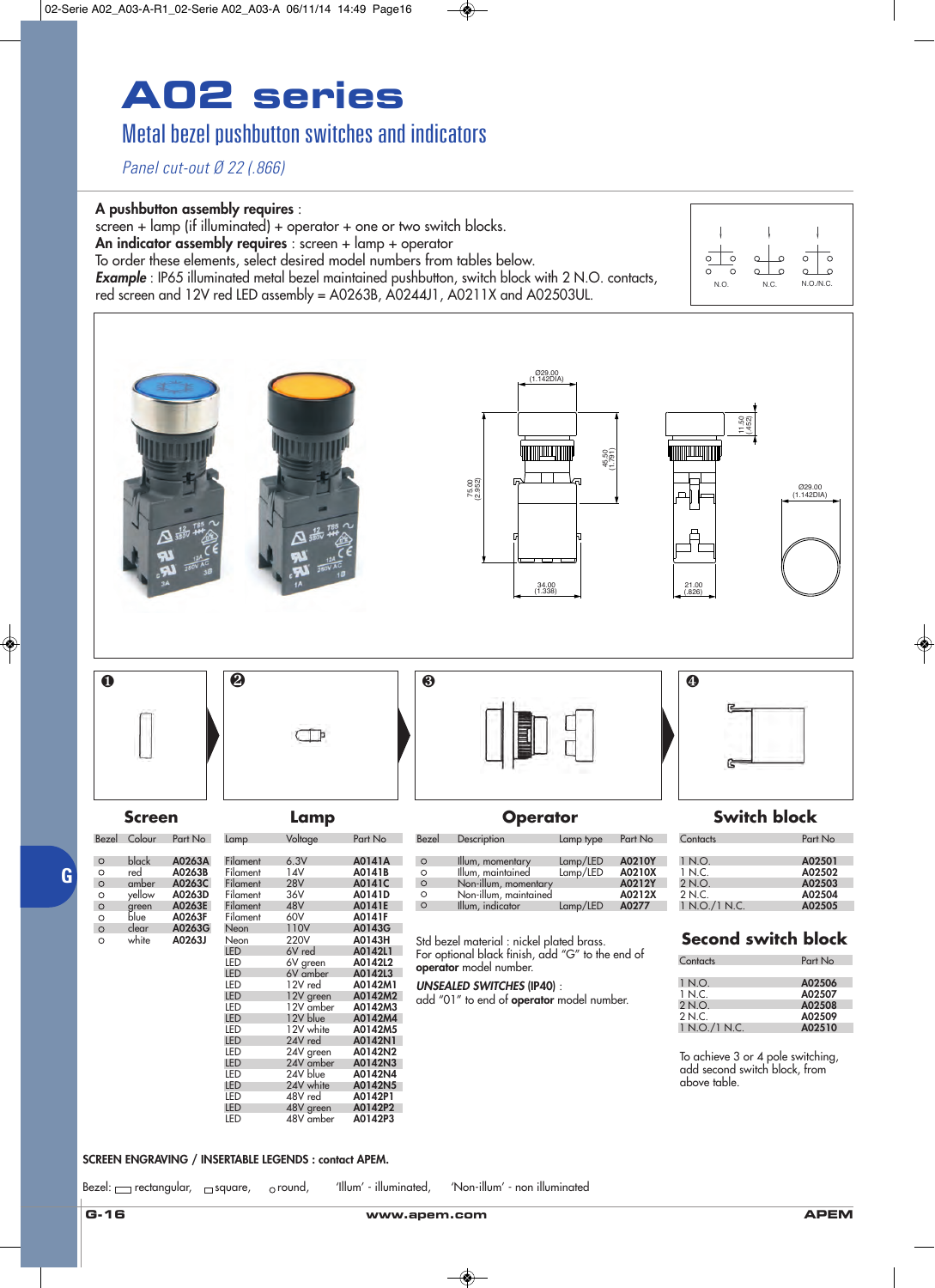# A02 series

## Metal bezel pushbutton switches and indicators

*Panel cut-out Ø 22 (.866)*

**A pushbutton assembly requires** :
screen + lamp (if illuminated) + operator + one or two switch blocks.
**An indicator assembly requires** : screen + lamp + operator
To order these elements, select desired model numbers from tables below.
***Example*** : IP65 illuminated metal bezel maintained pushbutton, switch block with 2 N.O. contacts, red screen and 12V red LED assembly = A0263B, A0244J1, A0211X and A02503UL.

N.O. N.C. N.O./N.C.

Ø29.00 (1.142DIA) 45.50 (1.791) 75.00 (2.952) 34.00 (1.338) 11.50 (.452) 21.00 (.826) Ø29.00 (1.142DIA)

### ❶ Screen

| Bezel | Colour | Part No |
|---|---|---|
| ○ | black | A0263A |
| ○ | red | A0263B |
| ○ | amber | A0263C |
| ○ | yellow | A0263D |
| ○ | green | A0263E |
| ○ | blue | A0263F |
| ○ | clear | A0263G |
| ○ | white | A0263J |

### ❷ Lamp

| Lamp | Voltage | Part No |
|---|---|---|
| Filament | 6.3V | A0141A |
| Filament | 14V | A0141B |
| Filament | 28V | A0141C |
| Filament | 36V | A0141D |
| Filament | 48V | A0141E |
| Filament | 60V | A0141F |
| Neon | 110V | A0143G |
| Neon | 220V | A0143H |
| LED | 6V red | A0142L1 |
| LED | 6V green | A0142L2 |
| LED | 6V amber | A0142L3 |
| LED | 12V red | A0142M1 |
| LED | 12V green | A0142M2 |
| LED | 12V amber | A0142M3 |
| LED | 12V blue | A0142M4 |
| LED | 12V white | A0142M5 |
| LED | 24V red | A0142N1 |
| LED | 24V green | A0142N2 |
| LED | 24V amber | A0142N3 |
| LED | 24V blue | A0142N4 |
| LED | 24V white | A0142N5 |
| LED | 48V red | A0142P1 |
| LED | 48V green | A0142P2 |
| LED | 48V amber | A0142P3 |

### ❸ Operator

| Bezel | Description | Lamp type | Part No |
|---|---|---|---|
| ○ | Illum, momentary | Lamp/LED | A0210Y |
| ○ | Illum, maintained | Lamp/LED | A0210X |
| ○ | Non-illum, momentary | | A0212Y |
| ○ | Non-illum, maintained | | A0212X |
| ○ | Illum, indicator | Lamp/LED | A0277 |

Std bezel material : nickel plated brass.
For optional black finish, add "G" to the end of **operator** model number.

***UNSEALED SWITCHES* (IP40)** :
add "01" to end of **operator** model number.

### ❹ Switch block

| Contacts | Part No |
|---|---|
| 1 N.O. | A02501 |
| 1 N.C. | A02502 |
| 2 N.O. | A02503 |
| 2 N.C. | A02504 |
| 1 N.O./1 N.C. | A02505 |

### Second switch block

| Contacts | Part No |
|---|---|
| 1 N.O. | A02506 |
| 1 N.C. | A02507 |
| 2 N.O. | A02508 |
| 2 N.C. | A02509 |
| 1 N.O./1 N.C. | A02510 |

To achieve 3 or 4 pole switching, add second switch block, from above table.

**SCREEN ENGRAVING / INSERTABLE LEGENDS : contact APEM.**

Bezel: ▭ rectangular, □ square, ○ round, 'Illum' - illuminated, 'Non-illum' - non illuminated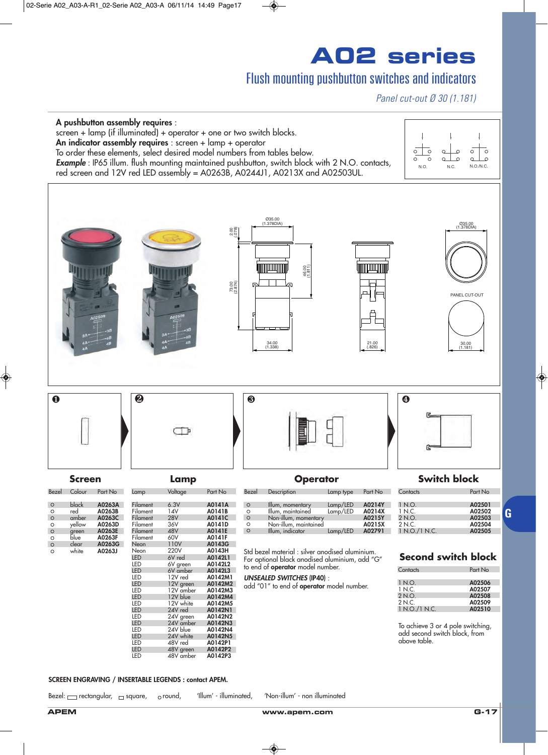# A02 series

## Flush mounting pushbutton switches and indicators

*Panel cut-out Ø 30 (1.181)*

**A pushbutton assembly requires** :
screen + lamp (if illuminated) + operator + one or two switch blocks.
**An indicator assembly requires** : screen + lamp + operator
To order these elements, select desired model numbers from tables below.
***Example*** : IP65 illum. flush mounting maintained pushbutton, switch block with 2 N.O. contacts, red screen and 12V red LED assembly = A0263B, A0244J1, A0213X and A02503UL.

N.O. N.C. N.O./N.C.

### ❶ Screen

| Bezel | Colour | Part No |
|---|---|---|
| ○ | black | **A0263A** |
| ○ | red | **A0263B** |
| ○ | amber | **A0263C** |
| ○ | yellow | **A0263D** |
| ○ | green | **A0263E** |
| ○ | blue | **A0263F** |
| ○ | clear | **A0263G** |
| ○ | white | **A0263J** |

### ❷ Lamp

| Lamp | Voltage | Part No |
|---|---|---|
| Filament | 6.3V | **A0141A** |
| Filament | 14V | **A0141B** |
| Filament | 28V | **A0141C** |
| Filament | 36V | **A0141D** |
| Filament | 48V | **A0141E** |
| Filament | 60V | **A0141F** |
| Neon | 110V | **A0143G** |
| Neon | 220V | **A0143H** |
| LED | 6V red | **A0142L1** |
| LED | 6V green | **A0142L2** |
| LED | 6V amber | **A0142L3** |
| LED | 12V red | **A0142M1** |
| LED | 12V green | **A0142M2** |
| LED | 12V amber | **A0142M3** |
| LED | 12V blue | **A0142M4** |
| LED | 12V white | **A0142M5** |
| LED | 24V red | **A0142N1** |
| LED | 24V green | **A0142N2** |
| LED | 24V amber | **A0142N3** |
| LED | 24V blue | **A0142N4** |
| LED | 24V white | **A0142N5** |
| LED | 48V red | **A0142P1** |
| LED | 48V green | **A0142P2** |
| LED | 48V amber | **A0142P3** |

### ❸ Operator

| Bezel | Description | Lamp type | Part No |
|---|---|---|---|
| ○ | Illum, momentary | Lamp/LED | **A0214Y** |
| ○ | Illum, maintained | Lamp/LED | **A0214X** |
| ○ | Non-illum, momentary | | **A0215Y** |
| ○ | Non-illum, maintained | | **A0215X** |
| ○ | Illum, indicator | Lamp/LED | **A02791** |

Std bezel material : silver anodised aluminium.
For optional black anodised aluminium, add "G" to end of **operator** model number.

***UNSEALED SWITCHES*** **(IP40)** :
add "01" to end of **operator** model number.

### ❹ Switch block

| Contacts | Part No |
|---|---|
| 1 N.O. | **A02501** |
| 1 N.C. | **A02502** |
| 2 N.O. | **A02503** |
| 2 N.C. | **A02504** |
| 1 N.O./1 N.C. | **A02505** |

### Second switch block

| Contacts | Part No |
|---|---|
| 1 N.O. | **A02506** |
| 1 N.C. | **A02507** |
| 2 N.O. | **A02508** |
| 2 N.C. | **A02509** |
| 1 N.O./1 N.C. | **A02510** |

To achieve 3 or 4 pole switching, add second switch block, from above table.

**SCREEN ENGRAVING / INSERTABLE LEGENDS : contact APEM.**

Bezel: ▭ rectangular, □ square, ○ round, 'Illum' - illuminated, 'Non-illum' - non illuminated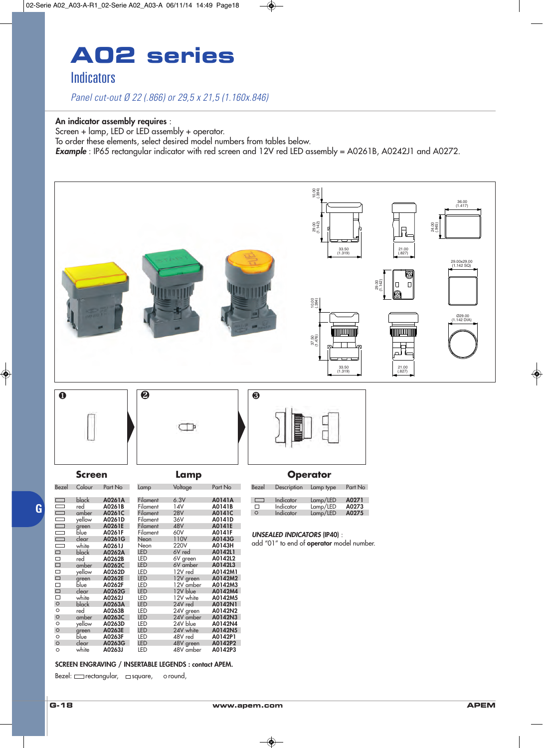# A02 series

## Indicators

*Panel cut-out Ø 22 (.866) or 29,5 x 21,5 (1.160x.846)*

**An indicator assembly requires** :
Screen + lamp, LED or LED assembly + operator.
To order these elements, select desired model numbers from tables below.
***Example*** : IP65 rectangular indicator with red screen and 12V red LED assembly = A0261B, A0242J1 and A0272.

❶ **Screen** ❷ **Lamp** ❸ **Operator**

### Screen

| Bezel | Colour | Part No |
|---|---|---|
| rectangular | black | **A0261A** |
| rectangular | red | **A0261B** |
| rectangular | amber | **A0261C** |
| rectangular | yellow | **A0261D** |
| rectangular | green | **A0261E** |
| rectangular | blue | **A0261F** |
| rectangular | clear | **A0261G** |
| rectangular | white | **A0261J** |
| square | black | **A0262A** |
| square | red | **A0262B** |
| square | amber | **A0262C** |
| square | yellow | **A0262D** |
| square | green | **A0262E** |
| square | blue | **A0262F** |
| square | clear | **A0262G** |
| square | white | **A0262J** |
| round | black | **A0263A** |
| round | red | **A0263B** |
| round | amber | **A0263C** |
| round | yellow | **A0263D** |
| round | green | **A0263E** |
| round | blue | **A0263F** |
| round | clear | **A0263G** |
| round | white | **A0263J** |

### Lamp

| Lamp | Voltage | Part No |
|---|---|---|
| Filament | 6.3V | **A0141A** |
| Filament | 14V | **A0141B** |
| Filament | 28V | **A0141C** |
| Filament | 36V | **A0141D** |
| Filament | 48V | **A0141E** |
| Filament | 60V | **A0141F** |
| Neon | 110V | **A0143G** |
| Neon | 220V | **A0143H** |
| LED | 6V red | **A0142L1** |
| LED | 6V green | **A0142L2** |
| LED | 6V amber | **A0142L3** |
| LED | 12V red | **A0142M1** |
| LED | 12V green | **A0142M2** |
| LED | 12V amber | **A0142M3** |
| LED | 12V blue | **A0142M4** |
| LED | 12V white | **A0142M5** |
| LED | 24V red | **A0142N1** |
| LED | 24V green | **A0142N2** |
| LED | 24V amber | **A0142N3** |
| LED | 24V blue | **A0142N4** |
| LED | 24V white | **A0142N5** |
| LED | 48V red | **A0142P1** |
| LED | 48V green | **A0142P2** |
| LED | 48V amber | **A0142P3** |

### Operator

| Bezel | Description | Lamp type | Part No |
|---|---|---|---|
| rectangular | Indicator | Lamp/LED | **A0271** |
| square | Indicator | Lamp/LED | **A0273** |
| round | Indicator | Lamp/LED | **A0275** |

***UNSEALED INDICATORS*** **(IP40)** :
add "01" to end of **operator** model number.

**SCREEN ENGRAVING / INSERTABLE LEGENDS : contact APEM.**

Bezel: ▭ rectangular, □ square, ○ round,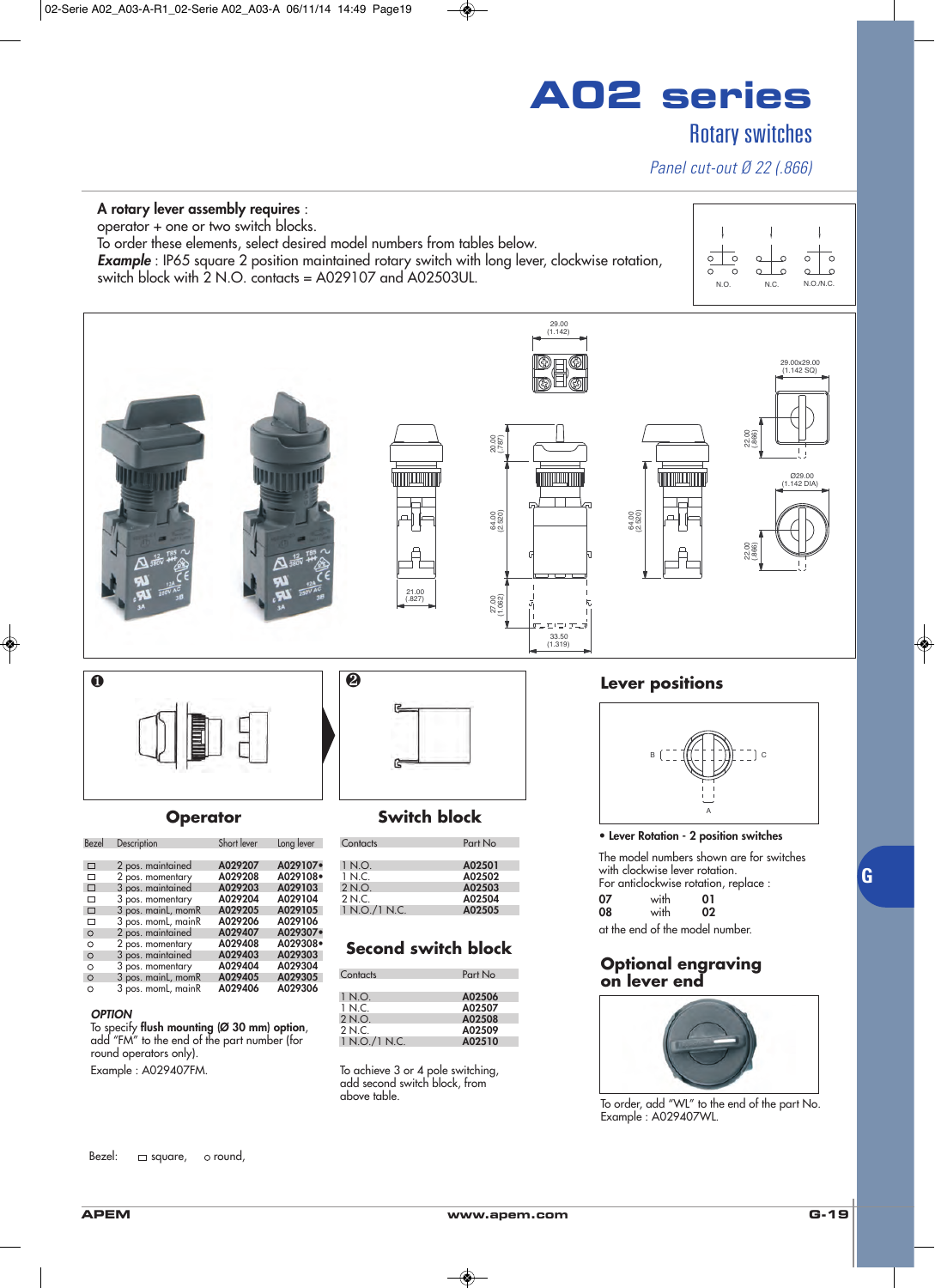# A02 series

## Rotary switches

*Panel cut-out Ø 22 (.866)*

**A rotary lever assembly requires** :
operator + one or two switch blocks.
To order these elements, select desired model numbers from tables below.
***Example*** : IP65 square 2 position maintained rotary switch with long lever, clockwise rotation, switch block with 2 N.O. contacts = A029107 and A02503UL.

N.O. N.C. N.O./N.C.

29.00 (1.142)

29.00x29.00 (1.142 SQ)

20.00 (.787)

22.00 (.866)

64.00 (2.520)

64.00 (2.520)

Ø29.00 (1.142 DIA)

22.00 (.866)

21.00 (.827)

27.00 (1.062)

33.50 (1.319)

❶ ❷

## Operator

| Bezel | Description | Short lever | Long lever |
|---|---|---|---|
| □ | 2 pos. maintained | A029207 | A029107• |
| □ | 2 pos. momentary | A029208 | A029108• |
| □ | 3 pos. maintained | A029203 | A029103 |
| □ | 3 pos. momentary | A029204 | A029104 |
| □ | 3 pos. mainL, momR | A029205 | A029105 |
| □ | 3 pos. momL, mainR | A029206 | A029106 |
| ○ | 2 pos. maintained | A029407 | A029307• |
| ○ | 2 pos. momentary | A029408 | A029308• |
| ○ | 3 pos. maintained | A029403 | A029303 |
| ○ | 3 pos. momentary | A029404 | A029304 |
| ○ | 3 pos. mainL, momR | A029405 | A029305 |
| ○ | 3 pos. momL, mainR | A029406 | A029306 |

***OPTION***
To specify **flush mounting (Ø 30 mm) option**, add "FM" to the end of the part number (for round operators only).

Example : A029407FM.

## Switch block

| Contacts | Part No |
|---|---|
| 1 N.O. | A02501 |
| 1 N.C. | A02502 |
| 2 N.O. | A02503 |
| 2 N.C. | A02504 |
| 1 N.O./1 N.C. | A02505 |

## Second switch block

| Contacts | Part No |
|---|---|
| 1 N.O. | A02506 |
| 1 N.C. | A02507 |
| 2 N.O. | A02508 |
| 2 N.C. | A02509 |
| 1 N.O./1 N.C. | A02510 |

To achieve 3 or 4 pole switching, add second switch block, from above table.

## Lever positions

B C A

• **Lever Rotation - 2 position switches**

The model numbers shown are for switches with clockwise lever rotation.
For anticlockwise rotation, replace :

**07** with **01**
**08** with **02**

at the end of the model number.

## Optional engraving on lever end

To order, add "WL" to the end of the part No.
Example : A029407WL.

Bezel: □ square, ○ round,

G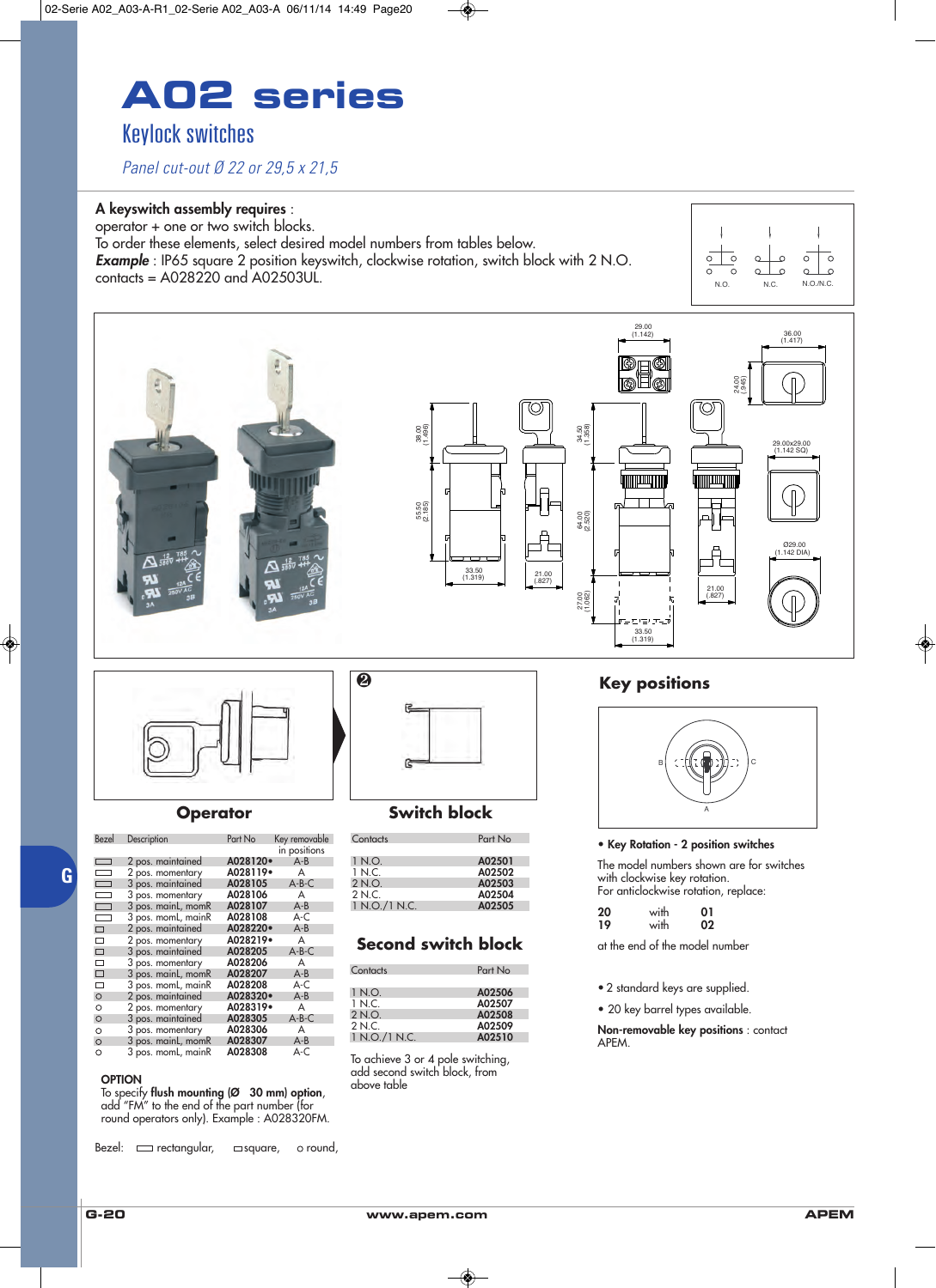# A02 series

## Keylock switches

*Panel cut-out Ø 22 or 29,5 x 21,5*

**A keyswitch assembly requires** :
operator + one or two switch blocks.
To order these elements, select desired model numbers from tables below.
***Example*** : IP65 square 2 position keyswitch, clockwise rotation, switch block with 2 N.O. contacts = A028220 and A02503UL.

N.O. N.C. N.O./N.C.

## Operator

| Bezel | Description | Part No | Key removable in positions |
|---|---|---|---|
| rectangular | 2 pos. maintained | A028120• | A-B |
| rectangular | 2 pos. momentary | A028119• | A |
| rectangular | 3 pos. maintained | A028105 | A-B-C |
| rectangular | 3 pos. momentary | A028106 | A |
| rectangular | 3 pos. mainL, momR | A028107 | A-B |
| rectangular | 3 pos. momL, mainR | A028108 | A-C |
| square | 2 pos. maintained | A028220• | A-B |
| square | 2 pos. momentary | A028219• | A |
| square | 3 pos. maintained | A028205 | A-B-C |
| square | 3 pos. momentary | A028206 | A |
| square | 3 pos. mainL, momR | A028207 | A-B |
| square | 3 pos. momL, mainR | A028208 | A-C |
| round | 2 pos. maintained | A028320• | A-B |
| round | 2 pos. momentary | A028319• | A |
| round | 3 pos. maintained | A028305 | A-B-C |
| round | 3 pos. momentary | A028306 | A |
| round | 3 pos. mainL, momR | A028307 | A-B |
| round | 3 pos. momL, mainR | A028308 | A-C |

**OPTION**
To specify **flush mounting (Ø 30 mm) option**, add "FM" to the end of the part number (for round operators only). Example : A028320FM.

Bezel: ▭ rectangular, ▫ square, ○ round,

## Switch block

| Contacts | Part No |
|---|---|
| 1 N.O. | A02501 |
| 1 N.C. | A02502 |
| 2 N.O. | A02503 |
| 2 N.C. | A02504 |
| 1 N.O./1 N.C. | A02505 |

## Second switch block

| Contacts | Part No |
|---|---|
| 1 N.O. | A02506 |
| 1 N.C. | A02507 |
| 2 N.O. | A02508 |
| 2 N.C. | A02509 |
| 1 N.O./1 N.C. | A02510 |

To achieve 3 or 4 pole switching, add second switch block, from above table

## Key positions

B C A

- **Key Rotation - 2 position switches**

The model numbers shown are for switches with clockwise key rotation.
For anticlockwise rotation, replace:

| | | |
|---|---|---|
| **20** | with | **01** |
| **19** | with | **02** |

at the end of the model number

- 2 standard keys are supplied.
- 20 key barrel types available.

**Non-removable key positions** : contact APEM.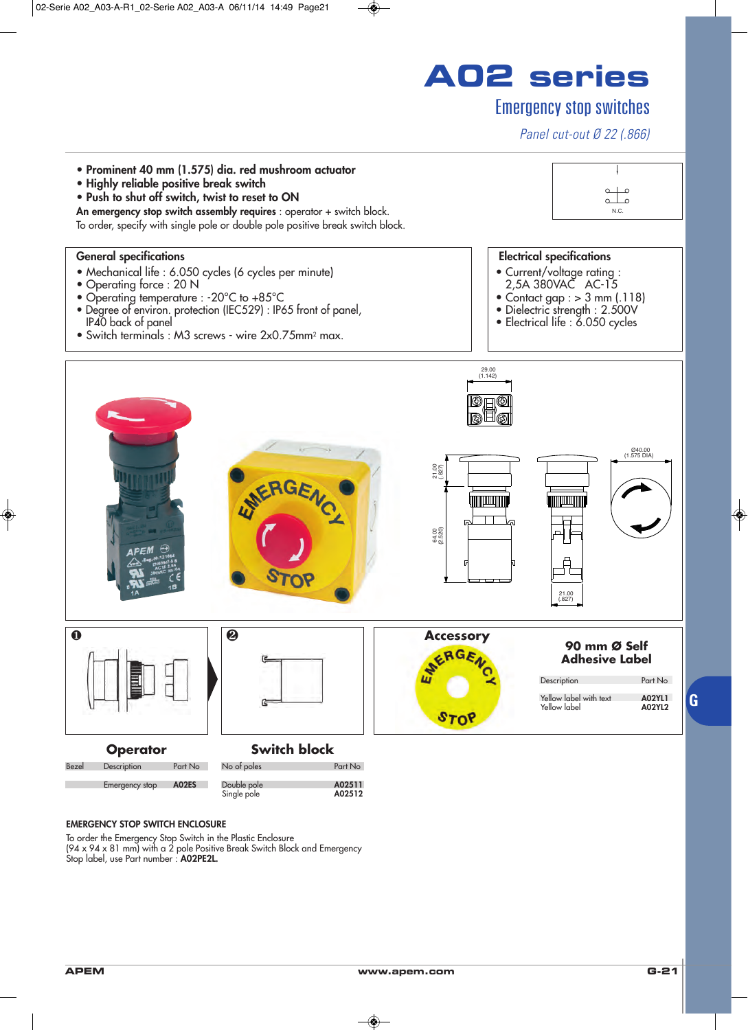# A02 series

## Emergency stop switches

*Panel cut-out Ø 22 (.866)*

- **Prominent 40 mm (1.575) dia. red mushroom actuator**
- **Highly reliable positive break switch**
- **Push to shut off switch, twist to reset to ON**

**An emergency stop switch assembly requires** : operator + switch block.
To order, specify with single pole or double pole positive break switch block.

N.C.

### General specifications

- Mechanical life : 6.050 cycles (6 cycles per minute)
- Operating force : 20 N
- Operating temperature : -20°C to +85°C
- Degree of environ. protection (IEC529) : IP65 front of panel, IP40 back of panel
- Switch terminals : M3 screws - wire 2x0.75mm² max.

### Electrical specifications

- Current/voltage rating : 2,5A 380VAC AC-15
- Contact gap : > 3 mm (.118)
- Dielectric strength : 2.500V
- Electrical life : 6.050 cycles

29.00 (1.142)

21.00 (.827)

64.00 (2.520)

21.00 (.827)

Ø40.00 (1.575 DIA)

❶ ❷

### Operator

| Bezel | Description | Part No |
|---|---|---|
| | Emergency stop | **A02ES** |

### Switch block

| No of poles | Part No |
|---|---|
| Double pole | **A02511** |
| Single pole | **A02512** |

### Accessory

**90 mm Ø Self Adhesive Label**

| Description | Part No |
|---|---|
| Yellow label with text | **A02YL1** |
| Yellow label | **A02YL2** |

**EMERGENCY STOP SWITCH ENCLOSURE**

To order the Emergency Stop Switch in the Plastic Enclosure (94 x 94 x 81 mm) with a 2 pole Positive Break Switch Block and Emergency Stop label, use Part number : **A02PE2L.**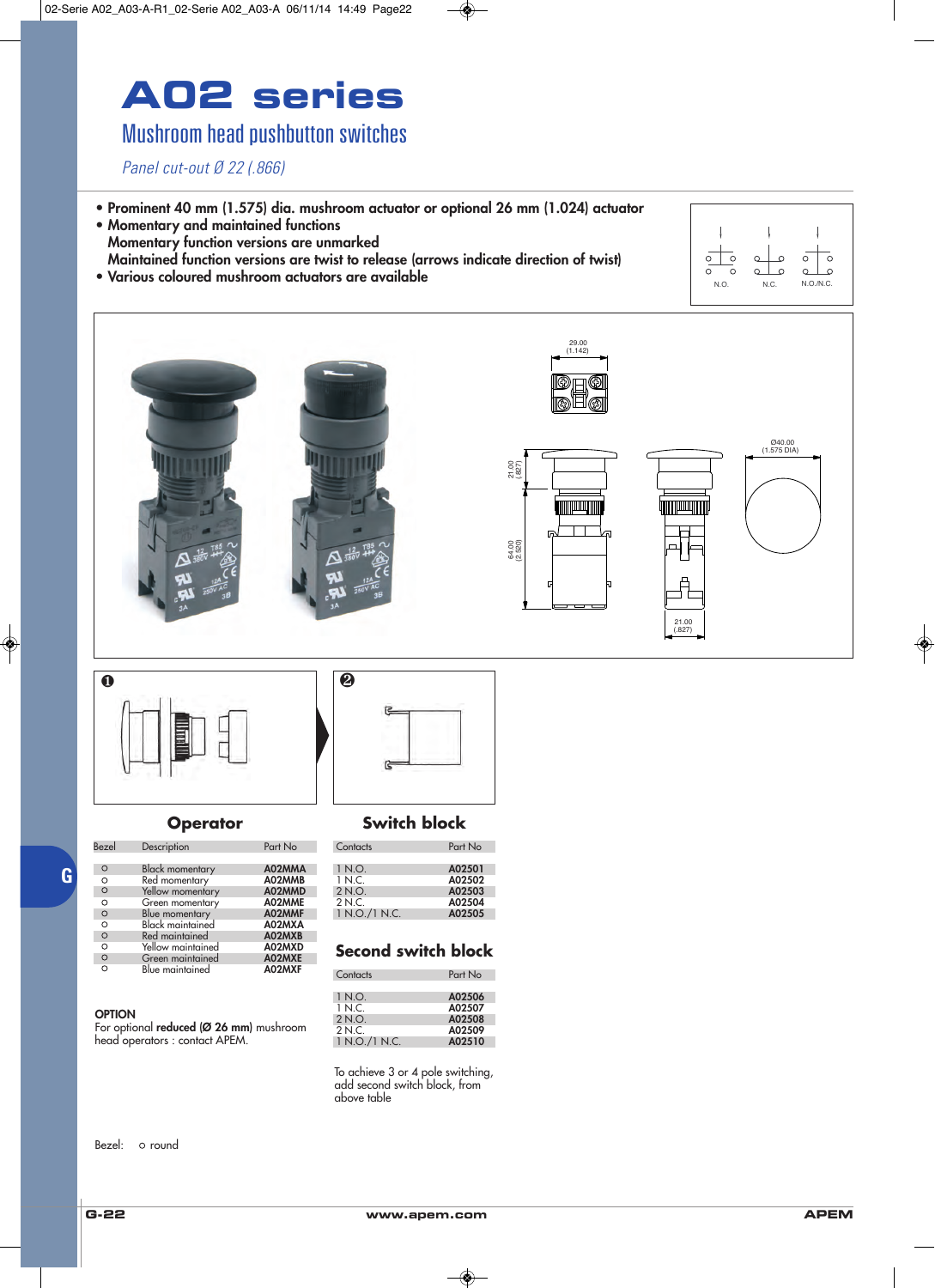# A02 series

## Mushroom head pushbutton switches

*Panel cut-out Ø 22 (.866)*

- Prominent 40 mm (1.575) dia. mushroom actuator or optional 26 mm (1.024) actuator
- Momentary and maintained functions
  Momentary function versions are unmarked
  Maintained function versions are twist to release (arrows indicate direction of twist)
- Various coloured mushroom actuators are available

N.O. N.C. N.O./N.C.

29.00 (1.142)

21.00 (.827)

64.00 (2.520)

Ø40.00 (1.575 DIA)

21.00 (.827)

❶ ❷

### Operator

| Bezel | Description | Part No |
|---|---|---|
| o | Black momentary | A02MMA |
| o | Red momentary | A02MMB |
| o | Yellow momentary | A02MMD |
| o | Green momentary | A02MME |
| o | Blue momentary | A02MMF |
| o | Black maintained | A02MXA |
| o | Red maintained | A02MXB |
| o | Yellow maintained | A02MXD |
| o | Green maintained | A02MXE |
| o | Blue maintained | A02MXF |

**OPTION**
For optional **reduced (Ø 26 mm)** mushroom head operators : contact APEM.

### Switch block

| Contacts | Part No |
|---|---|
| 1 N.O. | A02501 |
| 1 N.C. | A02502 |
| 2 N.O. | A02503 |
| 2 N.C. | A02504 |
| 1 N.O./1 N.C. | A02505 |

### Second switch block

| Contacts | Part No |
|---|---|
| 1 N.O. | A02506 |
| 1 N.C. | A02507 |
| 2 N.O. | A02508 |
| 2 N.C. | A02509 |
| 1 N.O./1 N.C. | A02510 |

To achieve 3 or 4 pole switching, add second switch block, from above table

Bezel: o round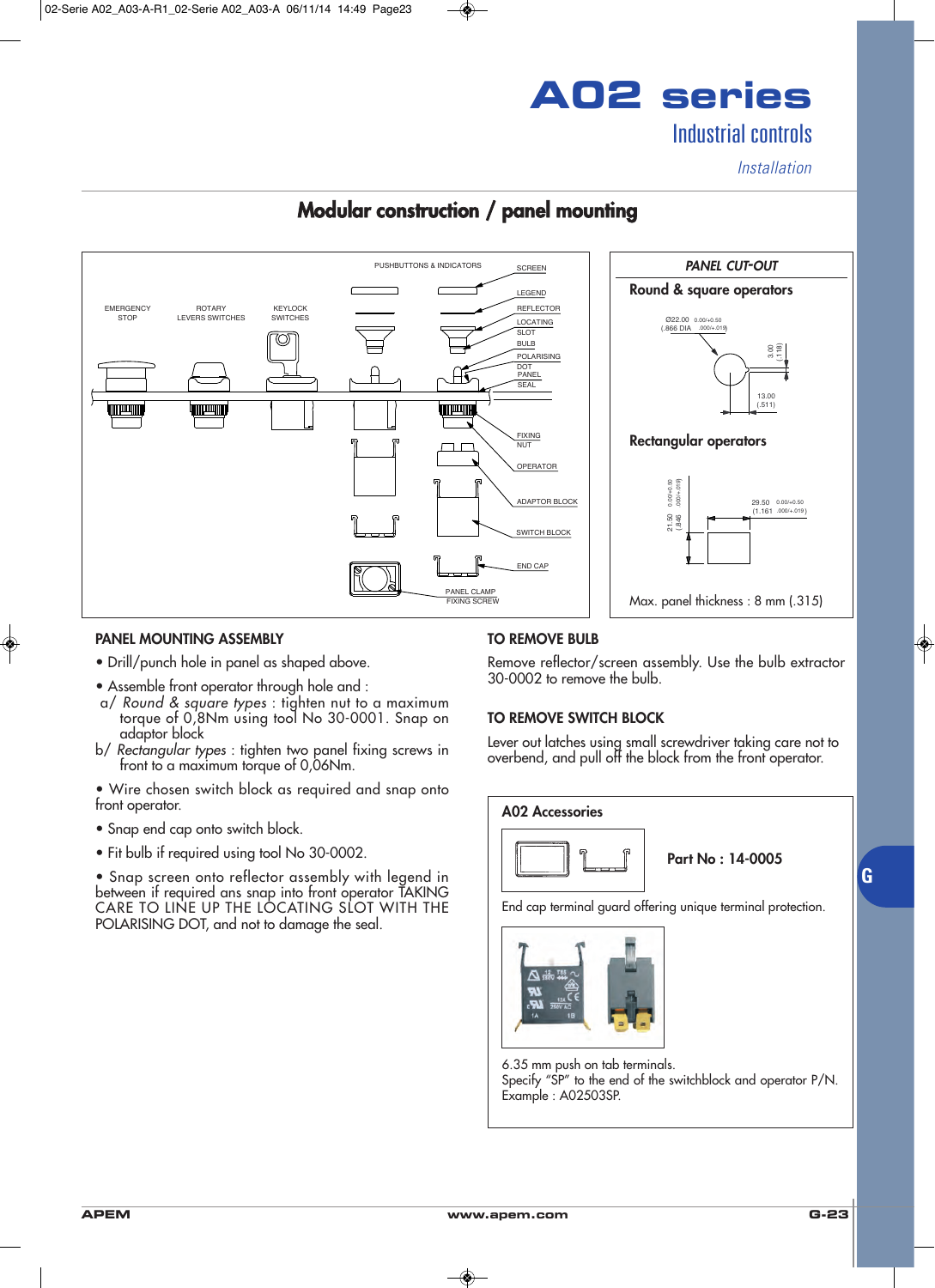# A02 series

## Industrial controls

*Installation*

## Modular construction / panel mounting

PUSHBUTTONS & INDICATORS

EMERGENCY STOP — ROTARY LEVERS SWITCHES — KEYLOCK SWITCHES

SCREEN, LEGEND, REFLECTOR, LOCATING SLOT, BULB, POLARISING DOT, PANEL, SEAL, FIXING NUT, OPERATOR, ADAPTOR BLOCK, SWITCH BLOCK, END CAP, PANEL CLAMP FIXING SCREW

### PANEL CUT-OUT

**Round & square operators**

Ø22.00 0.00/+0.50 (.866 DIA .000/+.019)

3.00 (.118)

13.00 (.511)

**Rectangular operators**

21.50 0.00/+0.50 (.846 .000/+.019)

29.50 0.00/+0.50 (1.161 .000/+.019)

Max. panel thickness : 8 mm (.315)

### PANEL MOUNTING ASSEMBLY

- Drill/punch hole in panel as shaped above.
- Assemble front operator through hole and :
  - a/ *Round & square types* : tighten nut to a maximum torque of 0,8Nm using tool No 30-0001. Snap on adaptor block
  - b/ *Rectangular types* : tighten two panel fixing screws in front to a maximum torque of 0,06Nm.
- Wire chosen switch block as required and snap onto front operator.
- Snap end cap onto switch block.
- Fit bulb if required using tool No 30-0002.
- Snap screen onto reflector assembly with legend in between if required ans snap into front operator TAKING CARE TO LINE UP THE LOCATING SLOT WITH THE POLARISING DOT, and not to damage the seal.

### TO REMOVE BULB

Remove reflector/screen assembly. Use the bulb extractor 30-0002 to remove the bulb.

### TO REMOVE SWITCH BLOCK

Lever out latches using small screwdriver taking care not to overbend, and pull off the block from the front operator.

### A02 Accessories

**Part No : 14-0005**

End cap terminal guard offering unique terminal protection.

6.35 mm push on tab terminals.
Specify “SP” to the end of the switchblock and operator P/N.
Example : A02503SP.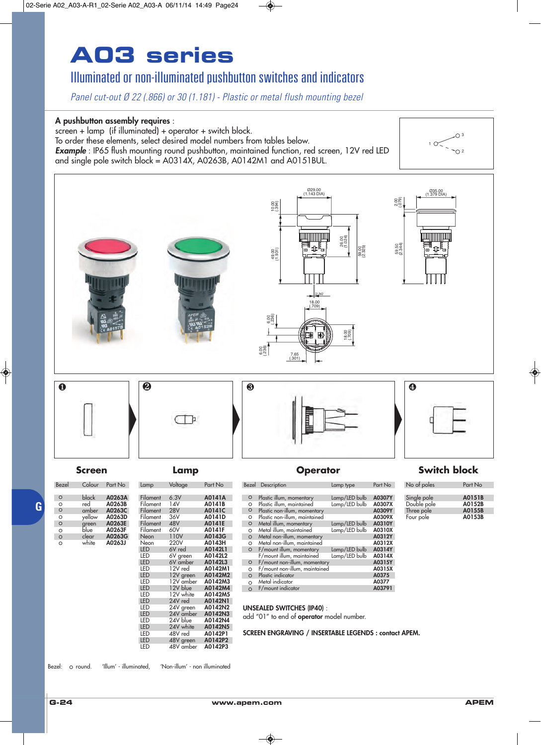# A03 series

## Illuminated or non-illuminated pushbutton switches and indicators

*Panel cut-out Ø 22 (.866) or 30 (1.181) - Plastic or metal flush mounting bezel*

**A pushbutton assembly requires** :
screen + lamp (if illuminated) + operator + switch block.
To order these elements, select desired model numbers from tables below.
***Example*** : IP65 flush mounting round pushbutton, maintained function, red screen, 12V red LED and single pole switch block = A0314X, A0263B, A0142M1 and A0151BUL.

Ø29.00 (1.143 DIA)
10.00 (.394)
26.00 (1.024)
49.00 (1.931)
59.00 (2.325)
0.50
Ø35.00 (1.379 DIA)
2.00 (.079)
59.50 (2.344)
18.00 (.709)
6.00 (.236)
18.00 (.709)
6.00 (.236)
7.65 (.301)

❶ ❷ ❸ ❹

### Screen

| Bezel | Colour | Part No |
|---|---|---|
| o | black | **A0263A** |
| o | red | **A0263B** |
| o | amber | **A0263C** |
| o | yellow | **A0263D** |
| o | green | **A0263E** |
| o | blue | **A0263F** |
| o | clear | **A0263G** |
| o | white | **A0263J** |

### Lamp

| Lamp | Voltage | Part No |
|---|---|---|
| Filament | 6.3V | **A0141A** |
| Filament | 14V | **A0141B** |
| Filament | 28V | **A0141C** |
| Filament | 36V | **A0141D** |
| Filament | 48V | **A0141E** |
| Filament | 60V | **A0141F** |
| Neon | 110V | **A0143G** |
| Neon | 220V | **A0143H** |
| LED | 6V red | **A0142L1** |
| LED | 6V green | **A0142L2** |
| LED | 6V amber | **A0142L3** |
| LED | 12V red | **A0142M1** |
| LED | 12V green | **A0142M2** |
| LED | 12V amber | **A0142M3** |
| LED | 12V blue | **A0142M4** |
| LED | 12V white | **A0142M5** |
| LED | 24V red | **A0142N1** |
| LED | 24V green | **A0142N2** |
| LED | 24V amber | **A0142N3** |
| LED | 24V blue | **A0142N4** |
| LED | 24V white | **A0142N5** |
| LED | 48V red | **A0142P1** |
| LED | 48V green | **A0142P2** |
| LED | 48V amber | **A0142P3** |

### Operator

| Bezel | Description | Lamp type | Part No |
|---|---|---|---|
| o | Plastic illum, momentary | Lamp/LED bulb | **A0307Y** |
| o | Plastic illum, maintained | Lamp/LED bulb | **A0307X** |
| o | Plastic non-illum, momentary | | **A0309Y** |
| o | Plastic non-illum, maintained | | **A0309X** |
| o | Metal illum, momentary | Lamp/LED bulb | **A0310Y** |
| o | Metal illum, maintained | Lamp/LED bulb | **A0310X** |
| o | Metal non-illum, momentary | | **A0312Y** |
| o | Metal non-illum, maintained | | **A0312X** |
| o | F/mount illum, momentary | Lamp/LED bulb | **A0314Y** |
| | F/mount illum, maintained | Lamp/LED bulb | **A0314X** |
| o | F/mount non-illum, momentary | | **A0315Y** |
| o | F/mount non-illum, maintained | | **A0315X** |
| o | Plastic indicator | | **A0375** |
| o | Metal indicator | | **A0377** |
| o | F/mount indicator | | **A03791** |

**UNSEALED SWITCHES (IP40)** :
add "01" to end of **operator** model number.

**SCREEN ENGRAVING / INSERTABLE LEGENDS : contact APEM.**

### Switch block

| No of poles | Part No |
|---|---|
| Single pole | **A0151B** |
| Double pole | **A0152B** |
| Three pole | **A0155B** |
| Four pole | **A0153B** |

Bezel: o round. 'Illum' - illuminated, 'Non-illum' - non illuminated